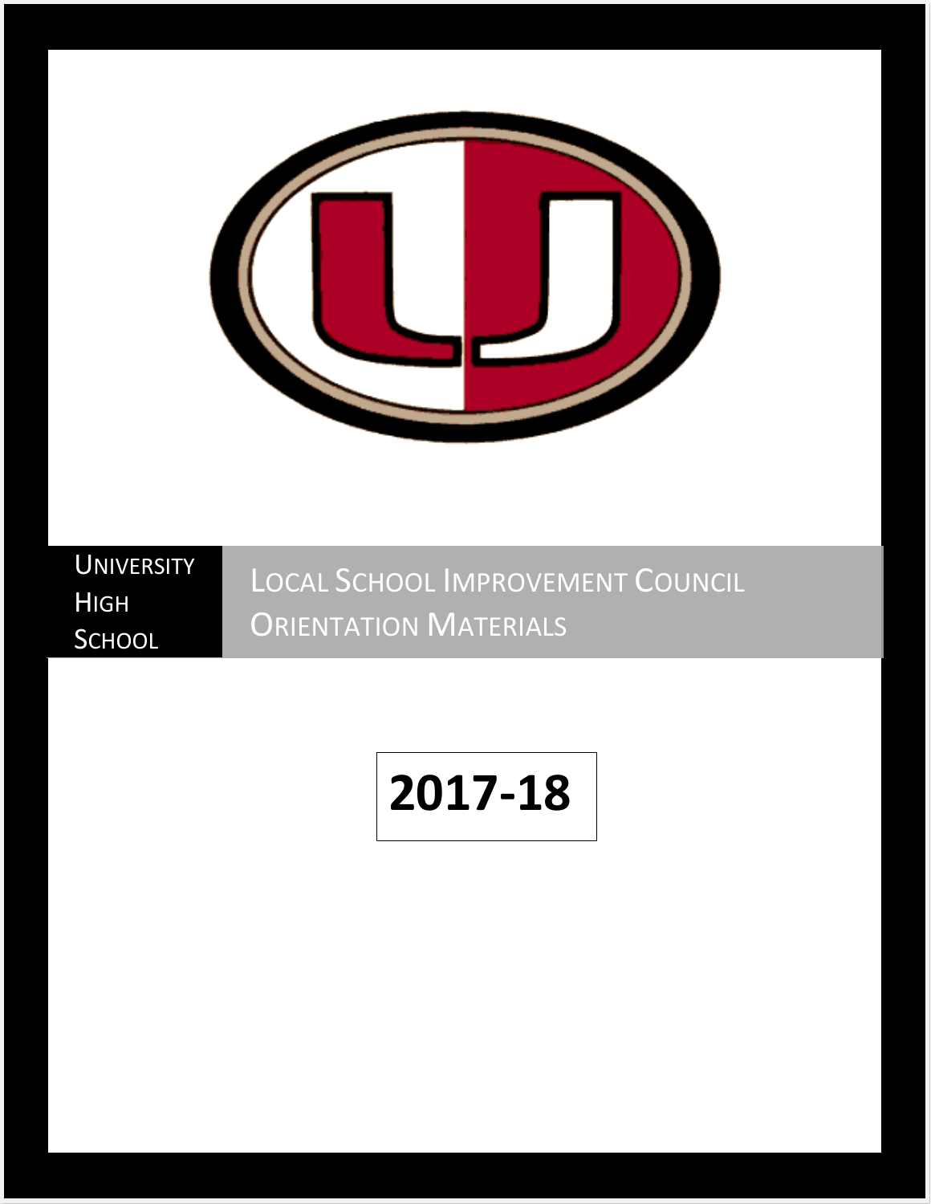# University High School

## Local School Improvement Council Orientation Materials

**2017-18**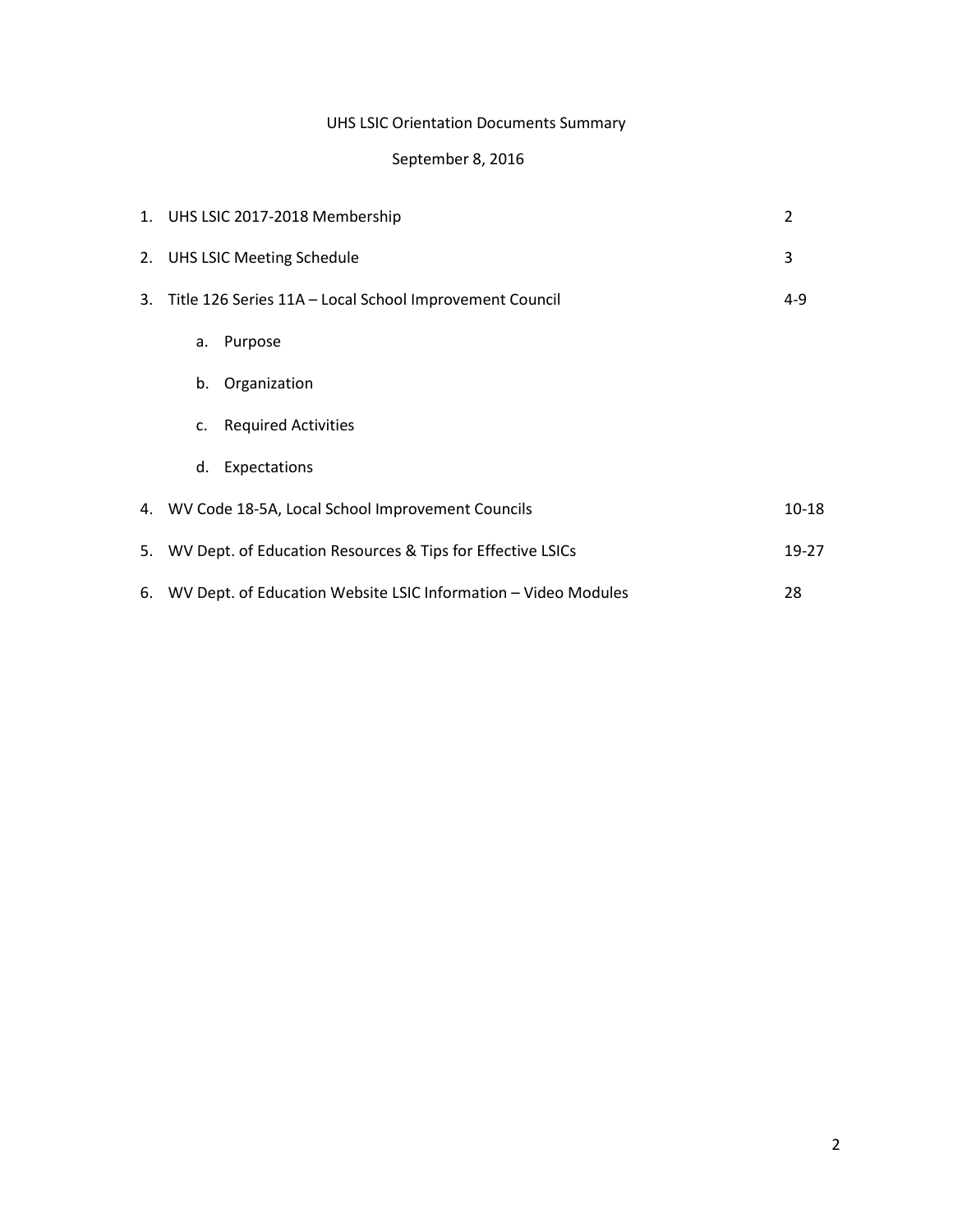# UHS LSIC Orientation Documents Summary

## September 8, 2016

| | | |
|---|---|---|
| 1. | UHS LSIC 2017-2018 Membership | 2 |
| 2. | UHS LSIC Meeting Schedule | 3 |
| 3. | Title 126 Series 11A – Local School Improvement Council | 4-9 |
| | a. Purpose | |
| | b. Organization | |
| | c. Required Activities | |
| | d. Expectations | |
| 4. | WV Code 18-5A, Local School Improvement Councils | 10-18 |
| 5. | WV Dept. of Education Resources & Tips for Effective LSICs | 19-27 |
| 6. | WV Dept. of Education Website LSIC Information – Video Modules | 28 |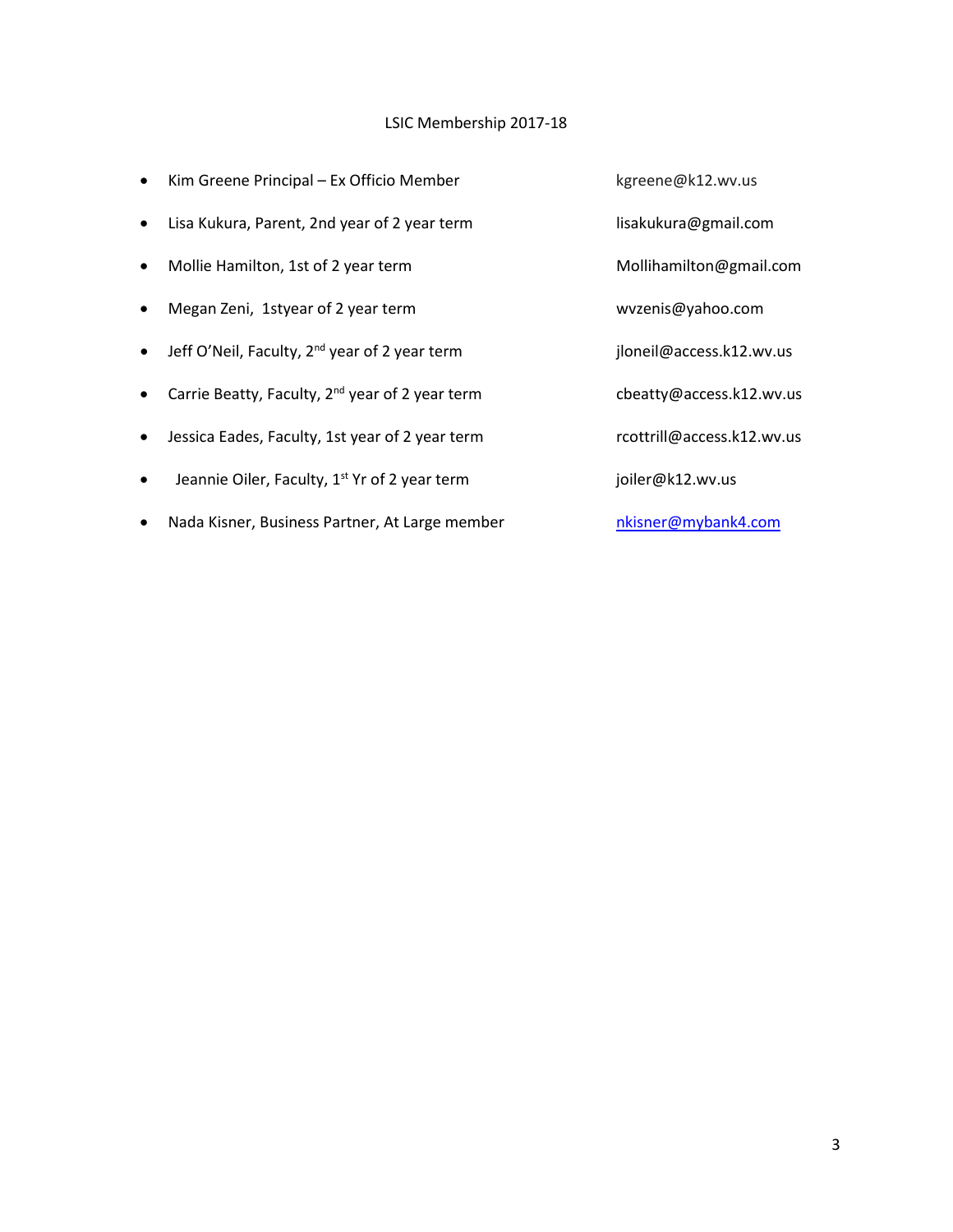# LSIC Membership 2017-18

- Kim Greene Principal – Ex Officio Member kgreene@k12.wv.us
- Lisa Kukura, Parent, 2nd year of 2 year term lisakukura@gmail.com
- Mollie Hamilton, 1st of 2 year term Mollihamilton@gmail.com
- Megan Zeni, 1styear of 2 year term wvzenis@yahoo.com
- Jeff O'Neil, Faculty, 2nd year of 2 year term jloneil@access.k12.wv.us
- Carrie Beatty, Faculty, 2nd year of 2 year term cbeatty@access.k12.wv.us
- Jessica Eades, Faculty, 1st year of 2 year term rcottrill@access.k12.wv.us
- Jeannie Oiler, Faculty, 1st Yr of 2 year term joiler@k12.wv.us
- Nada Kisner, Business Partner, At Large member nkisner@mybank4.com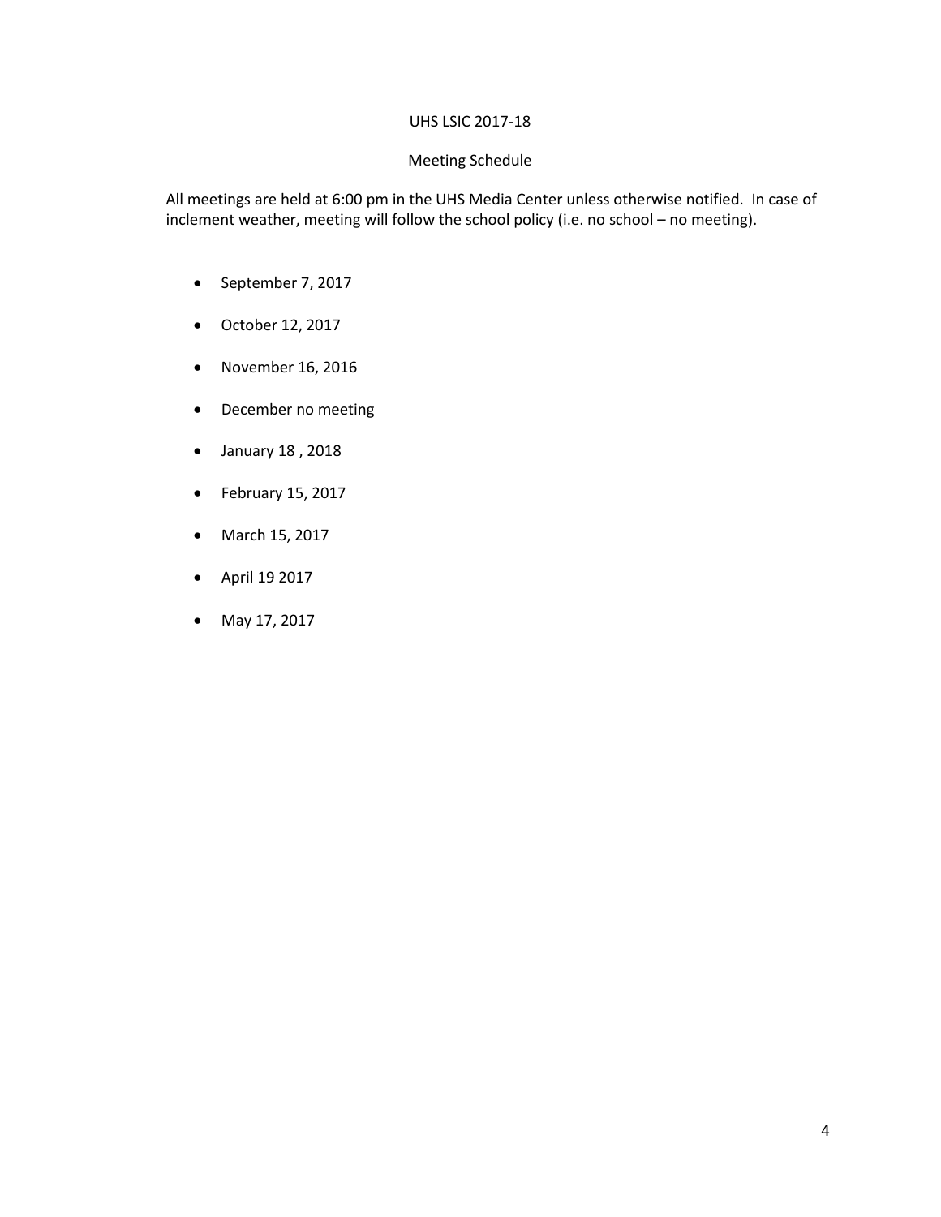UHS LSIC 2017-18

Meeting Schedule

All meetings are held at 6:00 pm in the UHS Media Center unless otherwise notified. In case of inclement weather, meeting will follow the school policy (i.e. no school – no meeting).

- September 7, 2017
- October 12, 2017
- November 16, 2016
- December no meeting
- January 18 , 2018
- February 15, 2017
- March 15, 2017
- April 19 2017
- May 17, 2017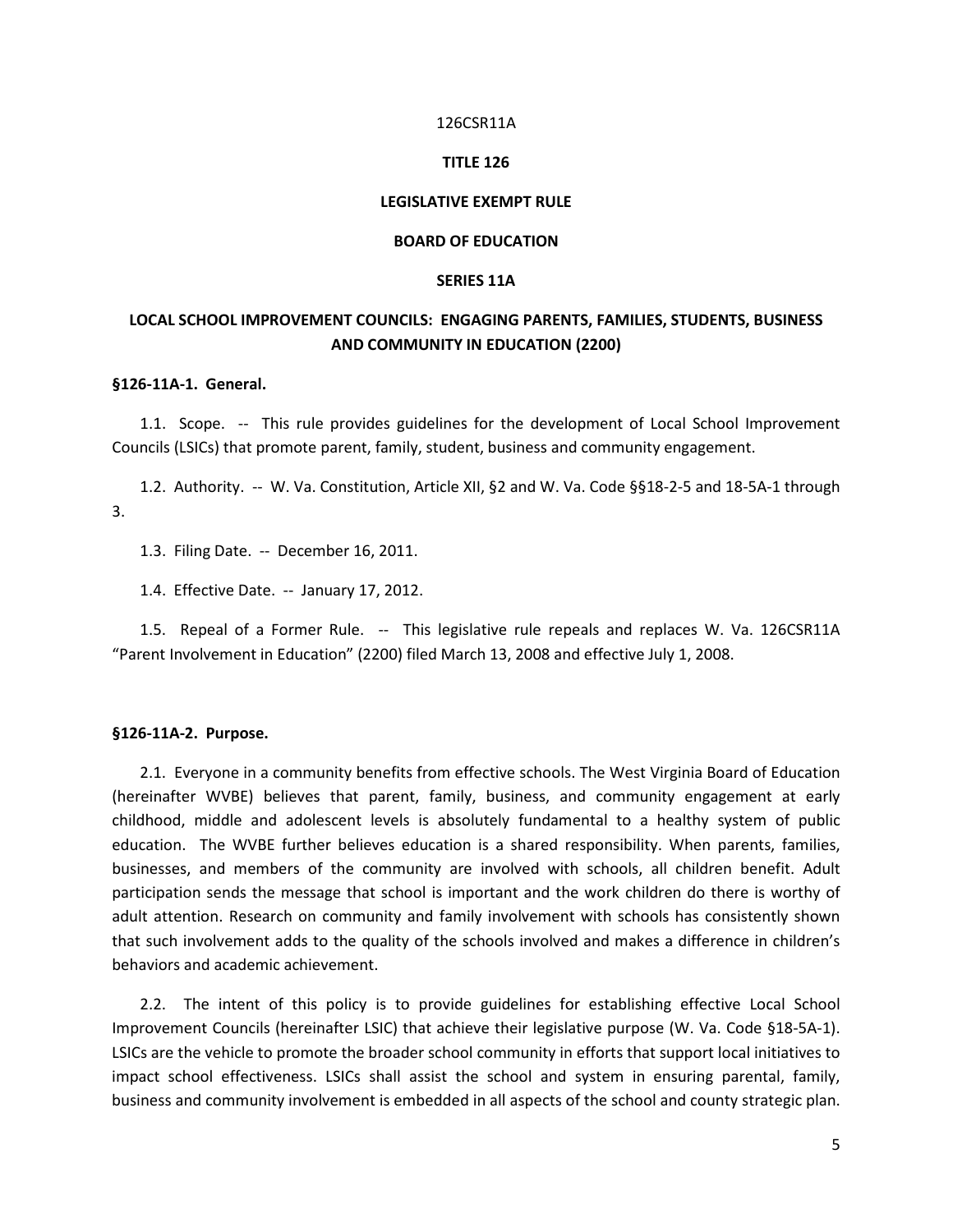126CSR11A

**TITLE 126**

**LEGISLATIVE EXEMPT RULE**

**BOARD OF EDUCATION**

**SERIES 11A**

# LOCAL SCHOOL IMPROVEMENT COUNCILS: ENGAGING PARENTS, FAMILIES, STUDENTS, BUSINESS AND COMMUNITY IN EDUCATION (2200)

## §126-11A-1. General.

1.1. Scope. -- This rule provides guidelines for the development of Local School Improvement Councils (LSICs) that promote parent, family, student, business and community engagement.

1.2. Authority. -- W. Va. Constitution, Article XII, §2 and W. Va. Code §§18-2-5 and 18-5A-1 through 3.

1.3. Filing Date. -- December 16, 2011.

1.4. Effective Date. -- January 17, 2012.

1.5. Repeal of a Former Rule. -- This legislative rule repeals and replaces W. Va. 126CSR11A "Parent Involvement in Education" (2200) filed March 13, 2008 and effective July 1, 2008.

## §126-11A-2. Purpose.

2.1. Everyone in a community benefits from effective schools. The West Virginia Board of Education (hereinafter WVBE) believes that parent, family, business, and community engagement at early childhood, middle and adolescent levels is absolutely fundamental to a healthy system of public education. The WVBE further believes education is a shared responsibility. When parents, families, businesses, and members of the community are involved with schools, all children benefit. Adult participation sends the message that school is important and the work children do there is worthy of adult attention. Research on community and family involvement with schools has consistently shown that such involvement adds to the quality of the schools involved and makes a difference in children's behaviors and academic achievement.

2.2. The intent of this policy is to provide guidelines for establishing effective Local School Improvement Councils (hereinafter LSIC) that achieve their legislative purpose (W. Va. Code §18-5A-1). LSICs are the vehicle to promote the broader school community in efforts that support local initiatives to impact school effectiveness. LSICs shall assist the school and system in ensuring parental, family, business and community involvement is embedded in all aspects of the school and county strategic plan.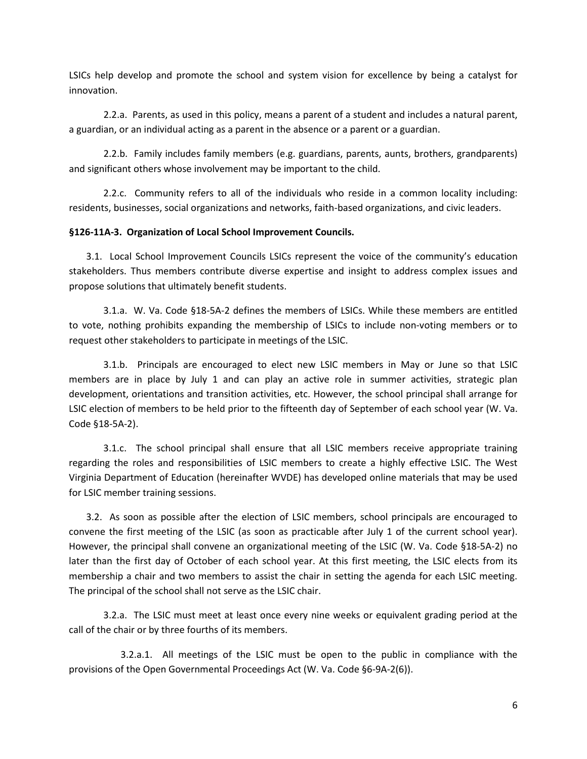LSICs help develop and promote the school and system vision for excellence by being a catalyst for innovation.

2.2.a. Parents, as used in this policy, means a parent of a student and includes a natural parent, a guardian, or an individual acting as a parent in the absence or a parent or a guardian.

2.2.b. Family includes family members (e.g. guardians, parents, aunts, brothers, grandparents) and significant others whose involvement may be important to the child.

2.2.c. Community refers to all of the individuals who reside in a common locality including: residents, businesses, social organizations and networks, faith-based organizations, and civic leaders.

**§126-11A-3. Organization of Local School Improvement Councils.**

3.1. Local School Improvement Councils LSICs represent the voice of the community's education stakeholders. Thus members contribute diverse expertise and insight to address complex issues and propose solutions that ultimately benefit students.

3.1.a. W. Va. Code §18-5A-2 defines the members of LSICs. While these members are entitled to vote, nothing prohibits expanding the membership of LSICs to include non-voting members or to request other stakeholders to participate in meetings of the LSIC.

3.1.b. Principals are encouraged to elect new LSIC members in May or June so that LSIC members are in place by July 1 and can play an active role in summer activities, strategic plan development, orientations and transition activities, etc. However, the school principal shall arrange for LSIC election of members to be held prior to the fifteenth day of September of each school year (W. Va. Code §18-5A-2).

3.1.c. The school principal shall ensure that all LSIC members receive appropriate training regarding the roles and responsibilities of LSIC members to create a highly effective LSIC. The West Virginia Department of Education (hereinafter WVDE) has developed online materials that may be used for LSIC member training sessions.

3.2. As soon as possible after the election of LSIC members, school principals are encouraged to convene the first meeting of the LSIC (as soon as practicable after July 1 of the current school year). However, the principal shall convene an organizational meeting of the LSIC (W. Va. Code §18-5A-2) no later than the first day of October of each school year. At this first meeting, the LSIC elects from its membership a chair and two members to assist the chair in setting the agenda for each LSIC meeting. The principal of the school shall not serve as the LSIC chair.

3.2.a. The LSIC must meet at least once every nine weeks or equivalent grading period at the call of the chair or by three fourths of its members.

3.2.a.1. All meetings of the LSIC must be open to the public in compliance with the provisions of the Open Governmental Proceedings Act (W. Va. Code §6-9A-2(6)).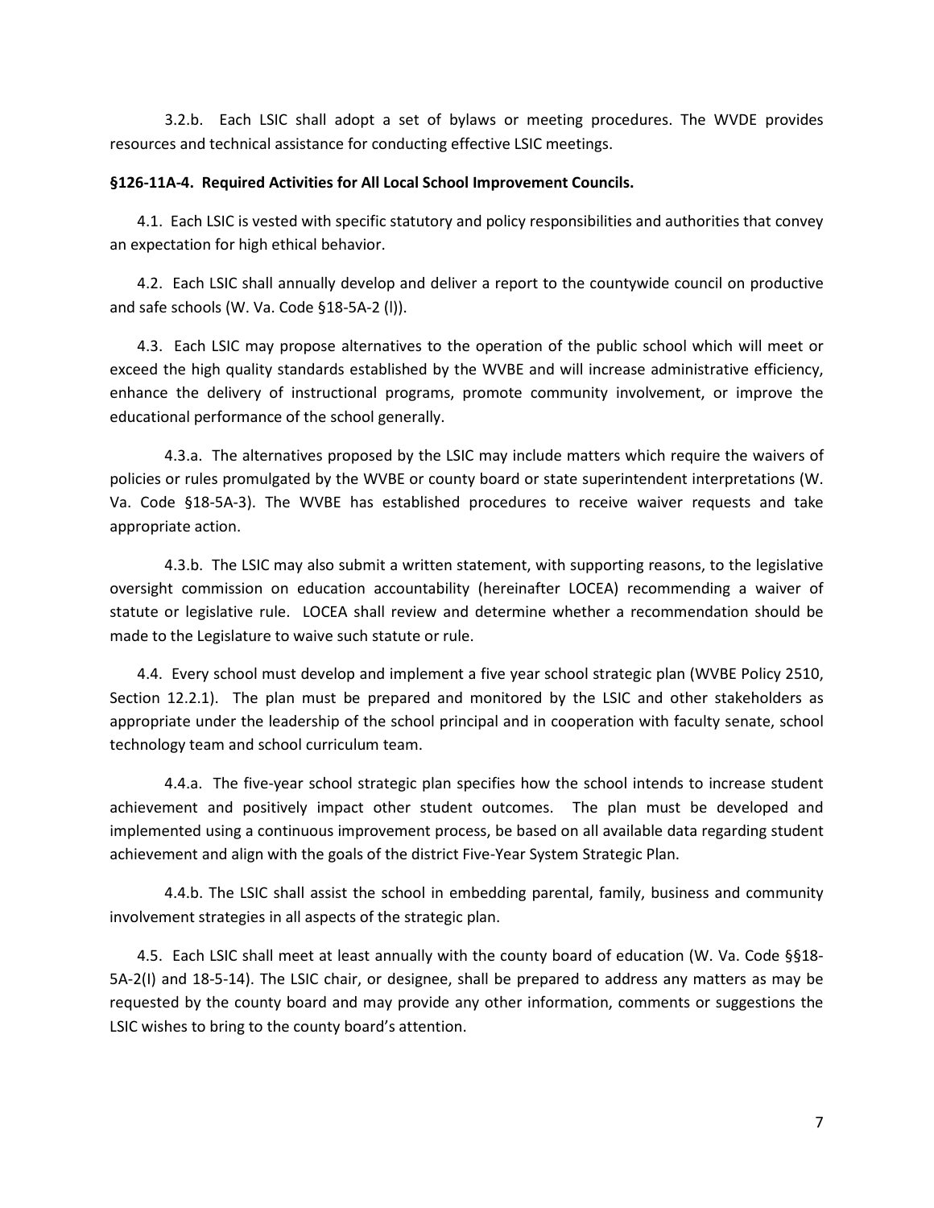3.2.b. Each LSIC shall adopt a set of bylaws or meeting procedures. The WVDE provides resources and technical assistance for conducting effective LSIC meetings.

**§126-11A-4. Required Activities for All Local School Improvement Councils.**

4.1. Each LSIC is vested with specific statutory and policy responsibilities and authorities that convey an expectation for high ethical behavior.

4.2. Each LSIC shall annually develop and deliver a report to the countywide council on productive and safe schools (W. Va. Code §18-5A-2 (l)).

4.3. Each LSIC may propose alternatives to the operation of the public school which will meet or exceed the high quality standards established by the WVBE and will increase administrative efficiency, enhance the delivery of instructional programs, promote community involvement, or improve the educational performance of the school generally.

4.3.a. The alternatives proposed by the LSIC may include matters which require the waivers of policies or rules promulgated by the WVBE or county board or state superintendent interpretations (W. Va. Code §18-5A-3). The WVBE has established procedures to receive waiver requests and take appropriate action.

4.3.b. The LSIC may also submit a written statement, with supporting reasons, to the legislative oversight commission on education accountability (hereinafter LOCEA) recommending a waiver of statute or legislative rule. LOCEA shall review and determine whether a recommendation should be made to the Legislature to waive such statute or rule.

4.4. Every school must develop and implement a five year school strategic plan (WVBE Policy 2510, Section 12.2.1). The plan must be prepared and monitored by the LSIC and other stakeholders as appropriate under the leadership of the school principal and in cooperation with faculty senate, school technology team and school curriculum team.

4.4.a. The five-year school strategic plan specifies how the school intends to increase student achievement and positively impact other student outcomes. The plan must be developed and implemented using a continuous improvement process, be based on all available data regarding student achievement and align with the goals of the district Five-Year System Strategic Plan.

4.4.b. The LSIC shall assist the school in embedding parental, family, business and community involvement strategies in all aspects of the strategic plan.

4.5. Each LSIC shall meet at least annually with the county board of education (W. Va. Code §§18-5A-2(l) and 18-5-14). The LSIC chair, or designee, shall be prepared to address any matters as may be requested by the county board and may provide any other information, comments or suggestions the LSIC wishes to bring to the county board's attention.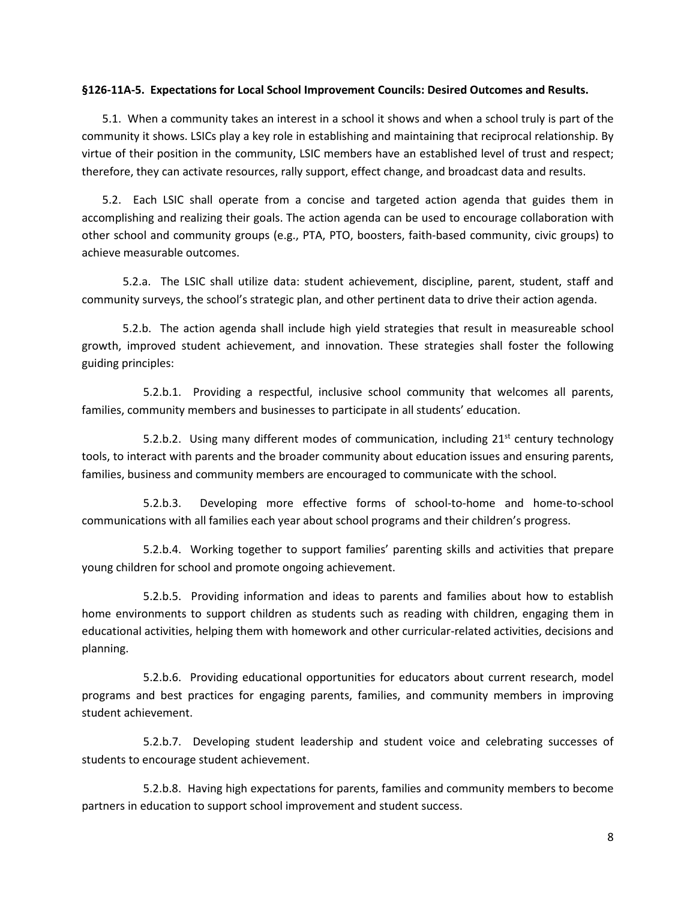**§126-11A-5. Expectations for Local School Improvement Councils: Desired Outcomes and Results.**

5.1. When a community takes an interest in a school it shows and when a school truly is part of the community it shows. LSICs play a key role in establishing and maintaining that reciprocal relationship. By virtue of their position in the community, LSIC members have an established level of trust and respect; therefore, they can activate resources, rally support, effect change, and broadcast data and results.

5.2. Each LSIC shall operate from a concise and targeted action agenda that guides them in accomplishing and realizing their goals. The action agenda can be used to encourage collaboration with other school and community groups (e.g., PTA, PTO, boosters, faith-based community, civic groups) to achieve measurable outcomes.

5.2.a. The LSIC shall utilize data: student achievement, discipline, parent, student, staff and community surveys, the school's strategic plan, and other pertinent data to drive their action agenda.

5.2.b. The action agenda shall include high yield strategies that result in measureable school growth, improved student achievement, and innovation. These strategies shall foster the following guiding principles:

5.2.b.1. Providing a respectful, inclusive school community that welcomes all parents, families, community members and businesses to participate in all students' education.

5.2.b.2. Using many different modes of communication, including 21st century technology tools, to interact with parents and the broader community about education issues and ensuring parents, families, business and community members are encouraged to communicate with the school.

5.2.b.3. Developing more effective forms of school-to-home and home-to-school communications with all families each year about school programs and their children's progress.

5.2.b.4. Working together to support families' parenting skills and activities that prepare young children for school and promote ongoing achievement.

5.2.b.5. Providing information and ideas to parents and families about how to establish home environments to support children as students such as reading with children, engaging them in educational activities, helping them with homework and other curricular-related activities, decisions and planning.

5.2.b.6. Providing educational opportunities for educators about current research, model programs and best practices for engaging parents, families, and community members in improving student achievement.

5.2.b.7. Developing student leadership and student voice and celebrating successes of students to encourage student achievement.

5.2.b.8. Having high expectations for parents, families and community members to become partners in education to support school improvement and student success.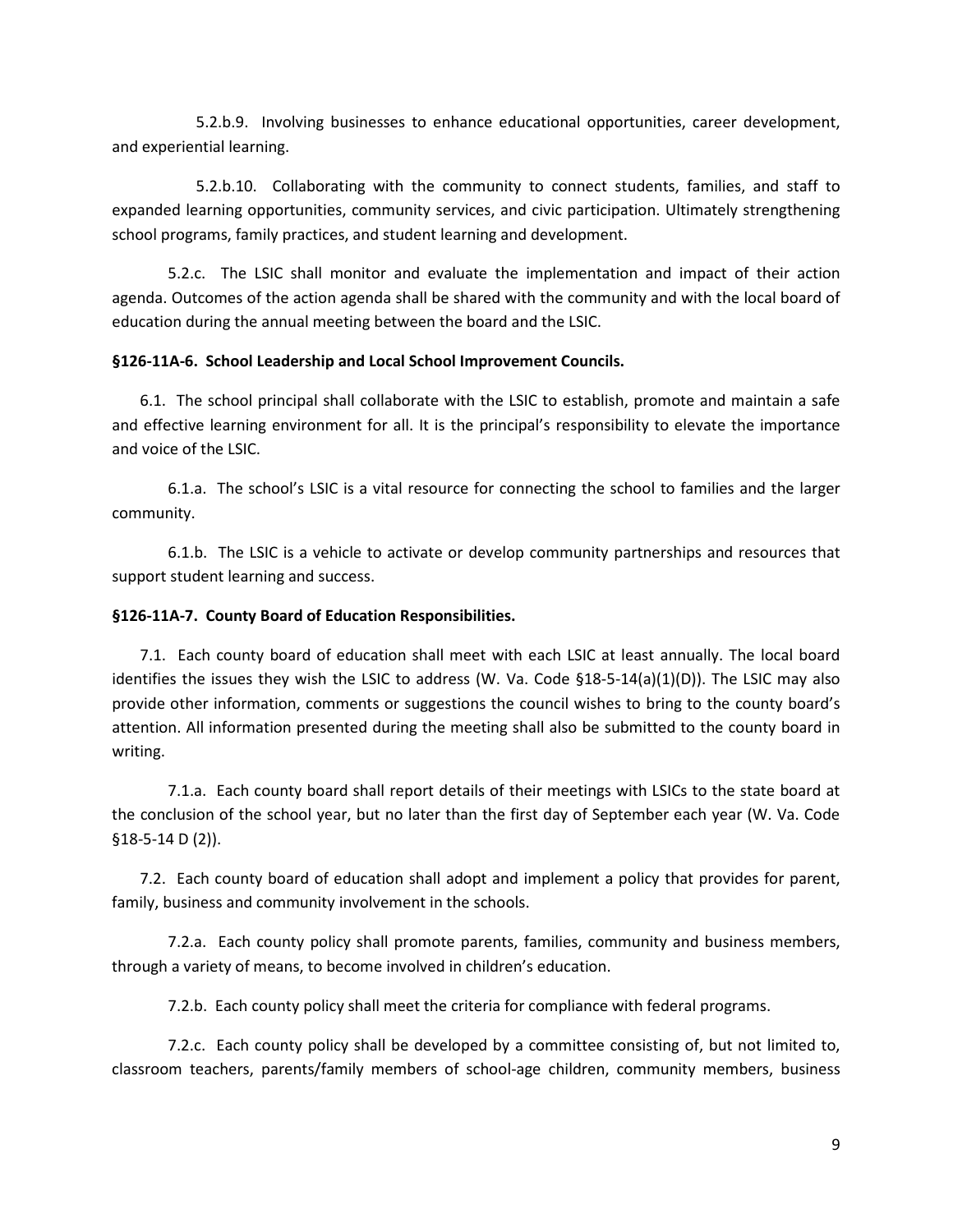5.2.b.9. Involving businesses to enhance educational opportunities, career development, and experiential learning.

5.2.b.10. Collaborating with the community to connect students, families, and staff to expanded learning opportunities, community services, and civic participation. Ultimately strengthening school programs, family practices, and student learning and development.

5.2.c. The LSIC shall monitor and evaluate the implementation and impact of their action agenda. Outcomes of the action agenda shall be shared with the community and with the local board of education during the annual meeting between the board and the LSIC.

**§126-11A-6. School Leadership and Local School Improvement Councils.**

6.1. The school principal shall collaborate with the LSIC to establish, promote and maintain a safe and effective learning environment for all. It is the principal's responsibility to elevate the importance and voice of the LSIC.

6.1.a. The school's LSIC is a vital resource for connecting the school to families and the larger community.

6.1.b. The LSIC is a vehicle to activate or develop community partnerships and resources that support student learning and success.

**§126-11A-7. County Board of Education Responsibilities.**

7.1. Each county board of education shall meet with each LSIC at least annually. The local board identifies the issues they wish the LSIC to address (W. Va. Code §18-5-14(a)(1)(D)). The LSIC may also provide other information, comments or suggestions the council wishes to bring to the county board's attention. All information presented during the meeting shall also be submitted to the county board in writing.

7.1.a. Each county board shall report details of their meetings with LSICs to the state board at the conclusion of the school year, but no later than the first day of September each year (W. Va. Code §18-5-14 D (2)).

7.2. Each county board of education shall adopt and implement a policy that provides for parent, family, business and community involvement in the schools.

7.2.a. Each county policy shall promote parents, families, community and business members, through a variety of means, to become involved in children's education.

7.2.b. Each county policy shall meet the criteria for compliance with federal programs.

7.2.c. Each county policy shall be developed by a committee consisting of, but not limited to, classroom teachers, parents/family members of school-age children, community members, business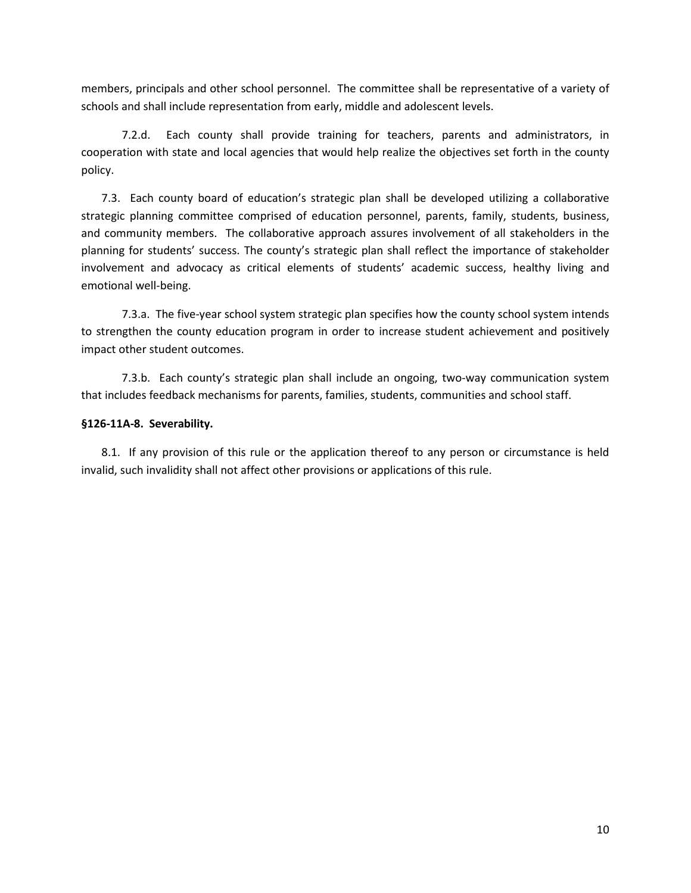members, principals and other school personnel. The committee shall be representative of a variety of schools and shall include representation from early, middle and adolescent levels.

7.2.d. Each county shall provide training for teachers, parents and administrators, in cooperation with state and local agencies that would help realize the objectives set forth in the county policy.

7.3. Each county board of education's strategic plan shall be developed utilizing a collaborative strategic planning committee comprised of education personnel, parents, family, students, business, and community members. The collaborative approach assures involvement of all stakeholders in the planning for students' success. The county's strategic plan shall reflect the importance of stakeholder involvement and advocacy as critical elements of students' academic success, healthy living and emotional well-being.

7.3.a. The five-year school system strategic plan specifies how the county school system intends to strengthen the county education program in order to increase student achievement and positively impact other student outcomes.

7.3.b. Each county's strategic plan shall include an ongoing, two-way communication system that includes feedback mechanisms for parents, families, students, communities and school staff.

**§126-11A-8. Severability.**

8.1. If any provision of this rule or the application thereof to any person or circumstance is held invalid, such invalidity shall not affect other provisions or applications of this rule.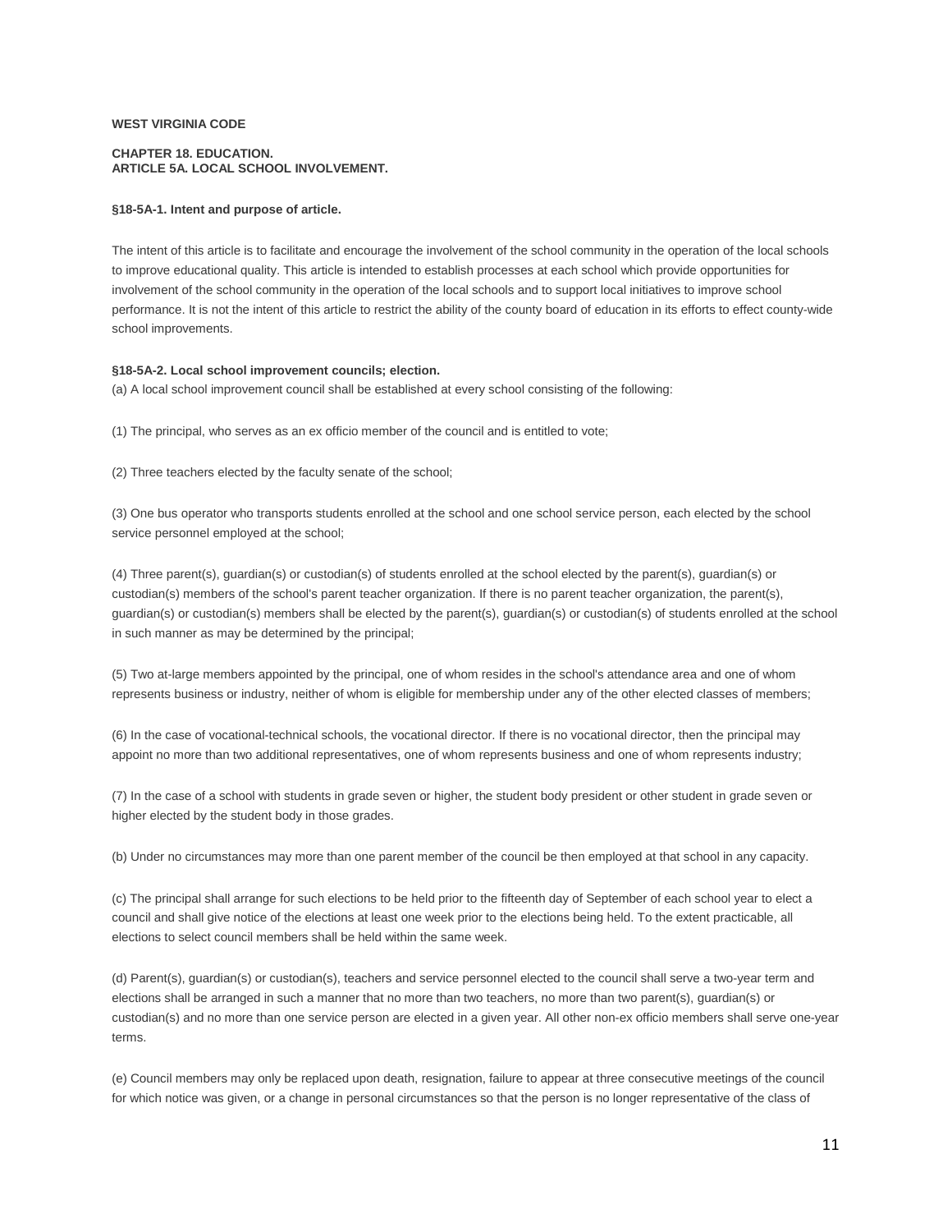**WEST VIRGINIA CODE**

**CHAPTER 18. EDUCATION.**
**ARTICLE 5A. LOCAL SCHOOL INVOLVEMENT.**

**§18-5A-1. Intent and purpose of article.**

The intent of this article is to facilitate and encourage the involvement of the school community in the operation of the local schools to improve educational quality. This article is intended to establish processes at each school which provide opportunities for involvement of the school community in the operation of the local schools and to support local initiatives to improve school performance. It is not the intent of this article to restrict the ability of the county board of education in its efforts to effect county-wide school improvements.

**§18-5A-2. Local school improvement councils; election.**

(a) A local school improvement council shall be established at every school consisting of the following:

(1) The principal, who serves as an ex officio member of the council and is entitled to vote;

(2) Three teachers elected by the faculty senate of the school;

(3) One bus operator who transports students enrolled at the school and one school service person, each elected by the school service personnel employed at the school;

(4) Three parent(s), guardian(s) or custodian(s) of students enrolled at the school elected by the parent(s), guardian(s) or custodian(s) members of the school's parent teacher organization. If there is no parent teacher organization, the parent(s), guardian(s) or custodian(s) members shall be elected by the parent(s), guardian(s) or custodian(s) of students enrolled at the school in such manner as may be determined by the principal;

(5) Two at-large members appointed by the principal, one of whom resides in the school's attendance area and one of whom represents business or industry, neither of whom is eligible for membership under any of the other elected classes of members;

(6) In the case of vocational-technical schools, the vocational director. If there is no vocational director, then the principal may appoint no more than two additional representatives, one of whom represents business and one of whom represents industry;

(7) In the case of a school with students in grade seven or higher, the student body president or other student in grade seven or higher elected by the student body in those grades.

(b) Under no circumstances may more than one parent member of the council be then employed at that school in any capacity.

(c) The principal shall arrange for such elections to be held prior to the fifteenth day of September of each school year to elect a council and shall give notice of the elections at least one week prior to the elections being held. To the extent practicable, all elections to select council members shall be held within the same week.

(d) Parent(s), guardian(s) or custodian(s), teachers and service personnel elected to the council shall serve a two-year term and elections shall be arranged in such a manner that no more than two teachers, no more than two parent(s), guardian(s) or custodian(s) and no more than one service person are elected in a given year. All other non-ex officio members shall serve one-year terms.

(e) Council members may only be replaced upon death, resignation, failure to appear at three consecutive meetings of the council for which notice was given, or a change in personal circumstances so that the person is no longer representative of the class of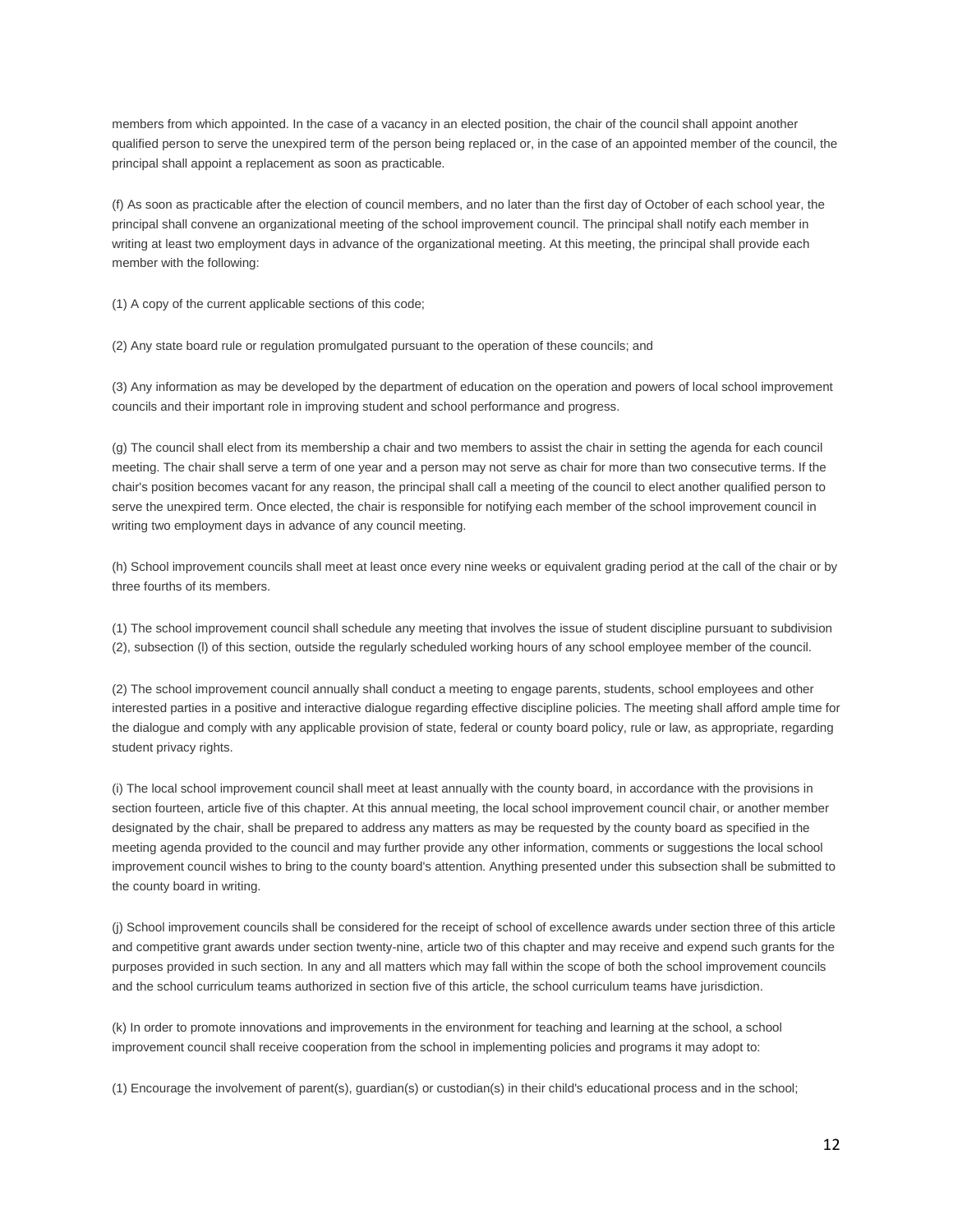members from which appointed. In the case of a vacancy in an elected position, the chair of the council shall appoint another qualified person to serve the unexpired term of the person being replaced or, in the case of an appointed member of the council, the principal shall appoint a replacement as soon as practicable.

(f) As soon as practicable after the election of council members, and no later than the first day of October of each school year, the principal shall convene an organizational meeting of the school improvement council. The principal shall notify each member in writing at least two employment days in advance of the organizational meeting. At this meeting, the principal shall provide each member with the following:

(1) A copy of the current applicable sections of this code;

(2) Any state board rule or regulation promulgated pursuant to the operation of these councils; and

(3) Any information as may be developed by the department of education on the operation and powers of local school improvement councils and their important role in improving student and school performance and progress.

(g) The council shall elect from its membership a chair and two members to assist the chair in setting the agenda for each council meeting. The chair shall serve a term of one year and a person may not serve as chair for more than two consecutive terms. If the chair's position becomes vacant for any reason, the principal shall call a meeting of the council to elect another qualified person to serve the unexpired term. Once elected, the chair is responsible for notifying each member of the school improvement council in writing two employment days in advance of any council meeting.

(h) School improvement councils shall meet at least once every nine weeks or equivalent grading period at the call of the chair or by three fourths of its members.

(1) The school improvement council shall schedule any meeting that involves the issue of student discipline pursuant to subdivision (2), subsection (l) of this section, outside the regularly scheduled working hours of any school employee member of the council.

(2) The school improvement council annually shall conduct a meeting to engage parents, students, school employees and other interested parties in a positive and interactive dialogue regarding effective discipline policies. The meeting shall afford ample time for the dialogue and comply with any applicable provision of state, federal or county board policy, rule or law, as appropriate, regarding student privacy rights.

(i) The local school improvement council shall meet at least annually with the county board, in accordance with the provisions in section fourteen, article five of this chapter. At this annual meeting, the local school improvement council chair, or another member designated by the chair, shall be prepared to address any matters as may be requested by the county board as specified in the meeting agenda provided to the council and may further provide any other information, comments or suggestions the local school improvement council wishes to bring to the county board's attention. Anything presented under this subsection shall be submitted to the county board in writing.

(j) School improvement councils shall be considered for the receipt of school of excellence awards under section three of this article and competitive grant awards under section twenty-nine, article two of this chapter and may receive and expend such grants for the purposes provided in such section. In any and all matters which may fall within the scope of both the school improvement councils and the school curriculum teams authorized in section five of this article, the school curriculum teams have jurisdiction.

(k) In order to promote innovations and improvements in the environment for teaching and learning at the school, a school improvement council shall receive cooperation from the school in implementing policies and programs it may adopt to:

(1) Encourage the involvement of parent(s), guardian(s) or custodian(s) in their child's educational process and in the school;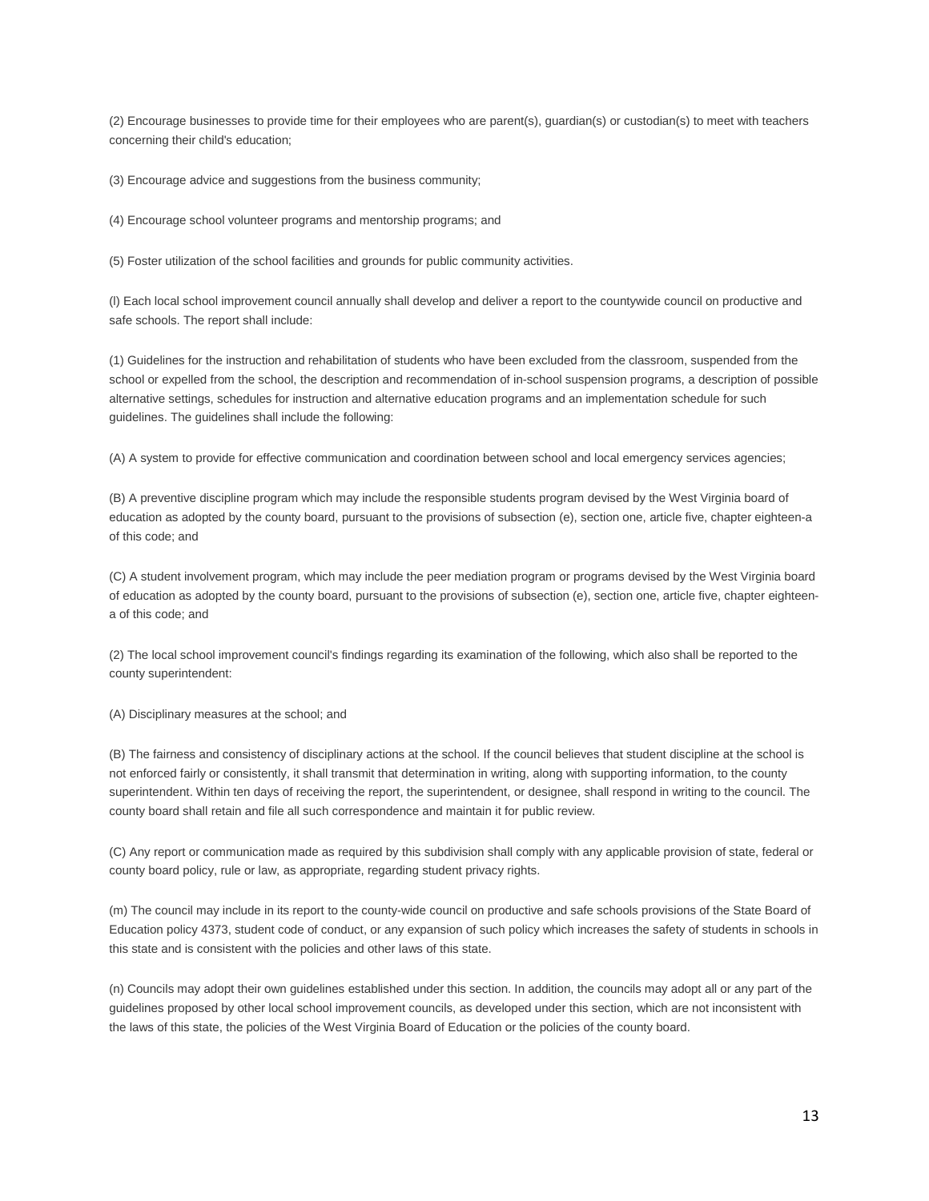(2) Encourage businesses to provide time for their employees who are parent(s), guardian(s) or custodian(s) to meet with teachers concerning their child's education;

(3) Encourage advice and suggestions from the business community;

(4) Encourage school volunteer programs and mentorship programs; and

(5) Foster utilization of the school facilities and grounds for public community activities.

(l) Each local school improvement council annually shall develop and deliver a report to the countywide council on productive and safe schools. The report shall include:

(1) Guidelines for the instruction and rehabilitation of students who have been excluded from the classroom, suspended from the school or expelled from the school, the description and recommendation of in-school suspension programs, a description of possible alternative settings, schedules for instruction and alternative education programs and an implementation schedule for such guidelines. The guidelines shall include the following:

(A) A system to provide for effective communication and coordination between school and local emergency services agencies;

(B) A preventive discipline program which may include the responsible students program devised by the West Virginia board of education as adopted by the county board, pursuant to the provisions of subsection (e), section one, article five, chapter eighteen-a of this code; and

(C) A student involvement program, which may include the peer mediation program or programs devised by the West Virginia board of education as adopted by the county board, pursuant to the provisions of subsection (e), section one, article five, chapter eighteen-a of this code; and

(2) The local school improvement council's findings regarding its examination of the following, which also shall be reported to the county superintendent:

(A) Disciplinary measures at the school; and

(B) The fairness and consistency of disciplinary actions at the school. If the council believes that student discipline at the school is not enforced fairly or consistently, it shall transmit that determination in writing, along with supporting information, to the county superintendent. Within ten days of receiving the report, the superintendent, or designee, shall respond in writing to the council. The county board shall retain and file all such correspondence and maintain it for public review.

(C) Any report or communication made as required by this subdivision shall comply with any applicable provision of state, federal or county board policy, rule or law, as appropriate, regarding student privacy rights.

(m) The council may include in its report to the county-wide council on productive and safe schools provisions of the State Board of Education policy 4373, student code of conduct, or any expansion of such policy which increases the safety of students in schools in this state and is consistent with the policies and other laws of this state.

(n) Councils may adopt their own guidelines established under this section. In addition, the councils may adopt all or any part of the guidelines proposed by other local school improvement councils, as developed under this section, which are not inconsistent with the laws of this state, the policies of the West Virginia Board of Education or the policies of the county board.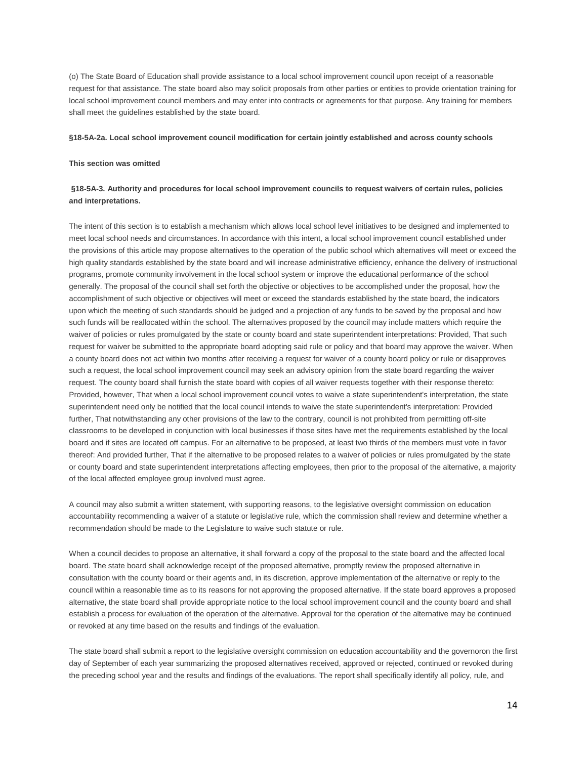(o) The State Board of Education shall provide assistance to a local school improvement council upon receipt of a reasonable request for that assistance. The state board also may solicit proposals from other parties or entities to provide orientation training for local school improvement council members and may enter into contracts or agreements for that purpose. Any training for members shall meet the guidelines established by the state board.

**§18-5A-2a. Local school improvement council modification for certain jointly established and across county schools**

**This section was omitted**

**§18-5A-3. Authority and procedures for local school improvement councils to request waivers of certain rules, policies and interpretations.**

The intent of this section is to establish a mechanism which allows local school level initiatives to be designed and implemented to meet local school needs and circumstances. In accordance with this intent, a local school improvement council established under the provisions of this article may propose alternatives to the operation of the public school which alternatives will meet or exceed the high quality standards established by the state board and will increase administrative efficiency, enhance the delivery of instructional programs, promote community involvement in the local school system or improve the educational performance of the school generally. The proposal of the council shall set forth the objective or objectives to be accomplished under the proposal, how the accomplishment of such objective or objectives will meet or exceed the standards established by the state board, the indicators upon which the meeting of such standards should be judged and a projection of any funds to be saved by the proposal and how such funds will be reallocated within the school. The alternatives proposed by the council may include matters which require the waiver of policies or rules promulgated by the state or county board and state superintendent interpretations: Provided, That such request for waiver be submitted to the appropriate board adopting said rule or policy and that board may approve the waiver. When a county board does not act within two months after receiving a request for waiver of a county board policy or rule or disapproves such a request, the local school improvement council may seek an advisory opinion from the state board regarding the waiver request. The county board shall furnish the state board with copies of all waiver requests together with their response thereto: Provided, however, That when a local school improvement council votes to waive a state superintendent's interpretation, the state superintendent need only be notified that the local council intends to waive the state superintendent's interpretation: Provided further, That notwithstanding any other provisions of the law to the contrary, council is not prohibited from permitting off-site classrooms to be developed in conjunction with local businesses if those sites have met the requirements established by the local board and if sites are located off campus. For an alternative to be proposed, at least two thirds of the members must vote in favor thereof: And provided further, That if the alternative to be proposed relates to a waiver of policies or rules promulgated by the state or county board and state superintendent interpretations affecting employees, then prior to the proposal of the alternative, a majority of the local affected employee group involved must agree.

A council may also submit a written statement, with supporting reasons, to the legislative oversight commission on education accountability recommending a waiver of a statute or legislative rule, which the commission shall review and determine whether a recommendation should be made to the Legislature to waive such statute or rule.

When a council decides to propose an alternative, it shall forward a copy of the proposal to the state board and the affected local board. The state board shall acknowledge receipt of the proposed alternative, promptly review the proposed alternative in consultation with the county board or their agents and, in its discretion, approve implementation of the alternative or reply to the council within a reasonable time as to its reasons for not approving the proposed alternative. If the state board approves a proposed alternative, the state board shall provide appropriate notice to the local school improvement council and the county board and shall establish a process for evaluation of the operation of the alternative. Approval for the operation of the alternative may be continued or revoked at any time based on the results and findings of the evaluation.

The state board shall submit a report to the legislative oversight commission on education accountability and the governoron the first day of September of each year summarizing the proposed alternatives received, approved or rejected, continued or revoked during the preceding school year and the results and findings of the evaluations. The report shall specifically identify all policy, rule, and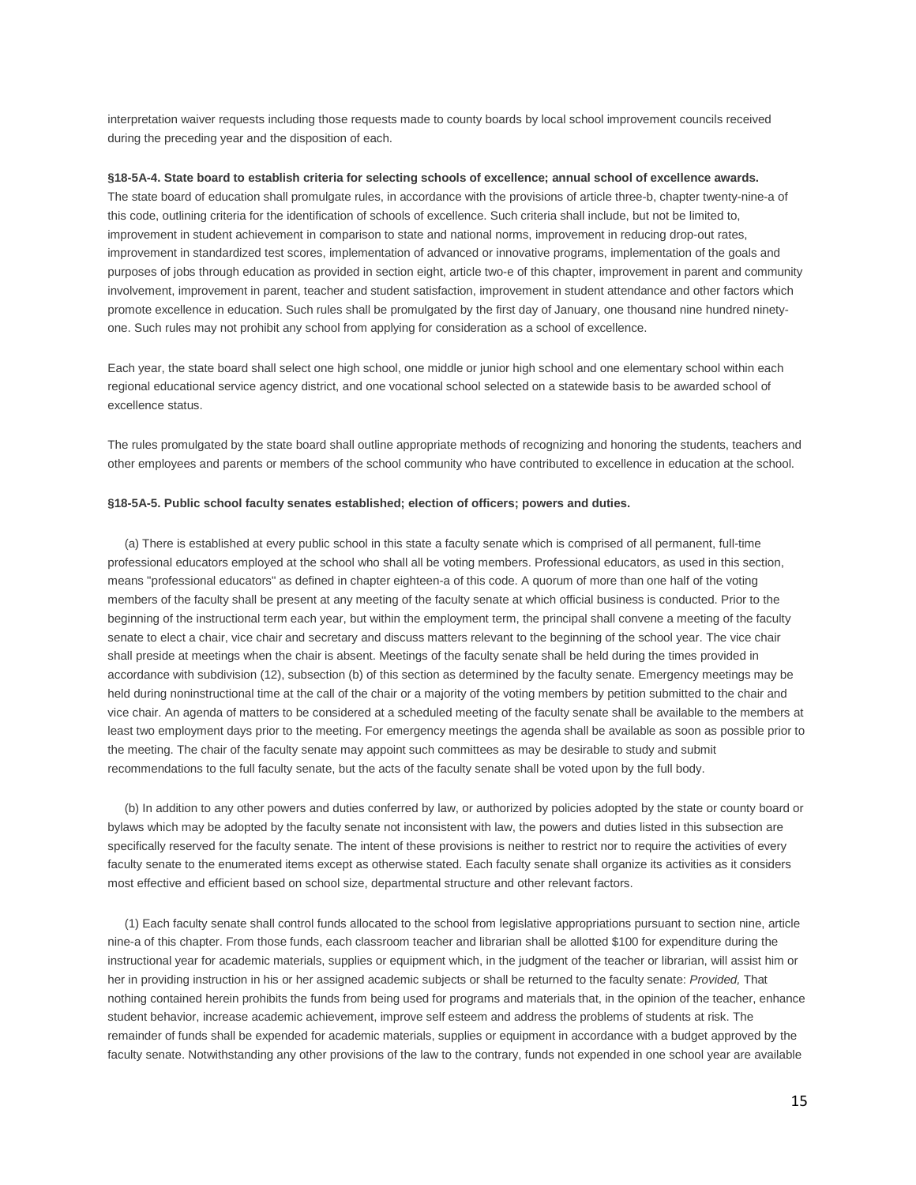interpretation waiver requests including those requests made to county boards by local school improvement councils received during the preceding year and the disposition of each.

**§18-5A-4. State board to establish criteria for selecting schools of excellence; annual school of excellence awards.**

The state board of education shall promulgate rules, in accordance with the provisions of article three-b, chapter twenty-nine-a of this code, outlining criteria for the identification of schools of excellence. Such criteria shall include, but not be limited to, improvement in student achievement in comparison to state and national norms, improvement in reducing drop-out rates, improvement in standardized test scores, implementation of advanced or innovative programs, implementation of the goals and purposes of jobs through education as provided in section eight, article two-e of this chapter, improvement in parent and community involvement, improvement in parent, teacher and student satisfaction, improvement in student attendance and other factors which promote excellence in education. Such rules shall be promulgated by the first day of January, one thousand nine hundred ninety-one. Such rules may not prohibit any school from applying for consideration as a school of excellence.

Each year, the state board shall select one high school, one middle or junior high school and one elementary school within each regional educational service agency district, and one vocational school selected on a statewide basis to be awarded school of excellence status.

The rules promulgated by the state board shall outline appropriate methods of recognizing and honoring the students, teachers and other employees and parents or members of the school community who have contributed to excellence in education at the school.

**§18-5A-5. Public school faculty senates established; election of officers; powers and duties.**

(a) There is established at every public school in this state a faculty senate which is comprised of all permanent, full-time professional educators employed at the school who shall all be voting members. Professional educators, as used in this section, means "professional educators" as defined in chapter eighteen-a of this code. A quorum of more than one half of the voting members of the faculty shall be present at any meeting of the faculty senate at which official business is conducted. Prior to the beginning of the instructional term each year, but within the employment term, the principal shall convene a meeting of the faculty senate to elect a chair, vice chair and secretary and discuss matters relevant to the beginning of the school year. The vice chair shall preside at meetings when the chair is absent. Meetings of the faculty senate shall be held during the times provided in accordance with subdivision (12), subsection (b) of this section as determined by the faculty senate. Emergency meetings may be held during noninstructional time at the call of the chair or a majority of the voting members by petition submitted to the chair and vice chair. An agenda of matters to be considered at a scheduled meeting of the faculty senate shall be available to the members at least two employment days prior to the meeting. For emergency meetings the agenda shall be available as soon as possible prior to the meeting. The chair of the faculty senate may appoint such committees as may be desirable to study and submit recommendations to the full faculty senate, but the acts of the faculty senate shall be voted upon by the full body.

(b) In addition to any other powers and duties conferred by law, or authorized by policies adopted by the state or county board or bylaws which may be adopted by the faculty senate not inconsistent with law, the powers and duties listed in this subsection are specifically reserved for the faculty senate. The intent of these provisions is neither to restrict nor to require the activities of every faculty senate to the enumerated items except as otherwise stated. Each faculty senate shall organize its activities as it considers most effective and efficient based on school size, departmental structure and other relevant factors.

(1) Each faculty senate shall control funds allocated to the school from legislative appropriations pursuant to section nine, article nine-a of this chapter. From those funds, each classroom teacher and librarian shall be allotted $100 for expenditure during the instructional year for academic materials, supplies or equipment which, in the judgment of the teacher or librarian, will assist him or her in providing instruction in his or her assigned academic subjects or shall be returned to the faculty senate: *Provided,* That nothing contained herein prohibits the funds from being used for programs and materials that, in the opinion of the teacher, enhance student behavior, increase academic achievement, improve self esteem and address the problems of students at risk. The remainder of funds shall be expended for academic materials, supplies or equipment in accordance with a budget approved by the faculty senate. Notwithstanding any other provisions of the law to the contrary, funds not expended in one school year are available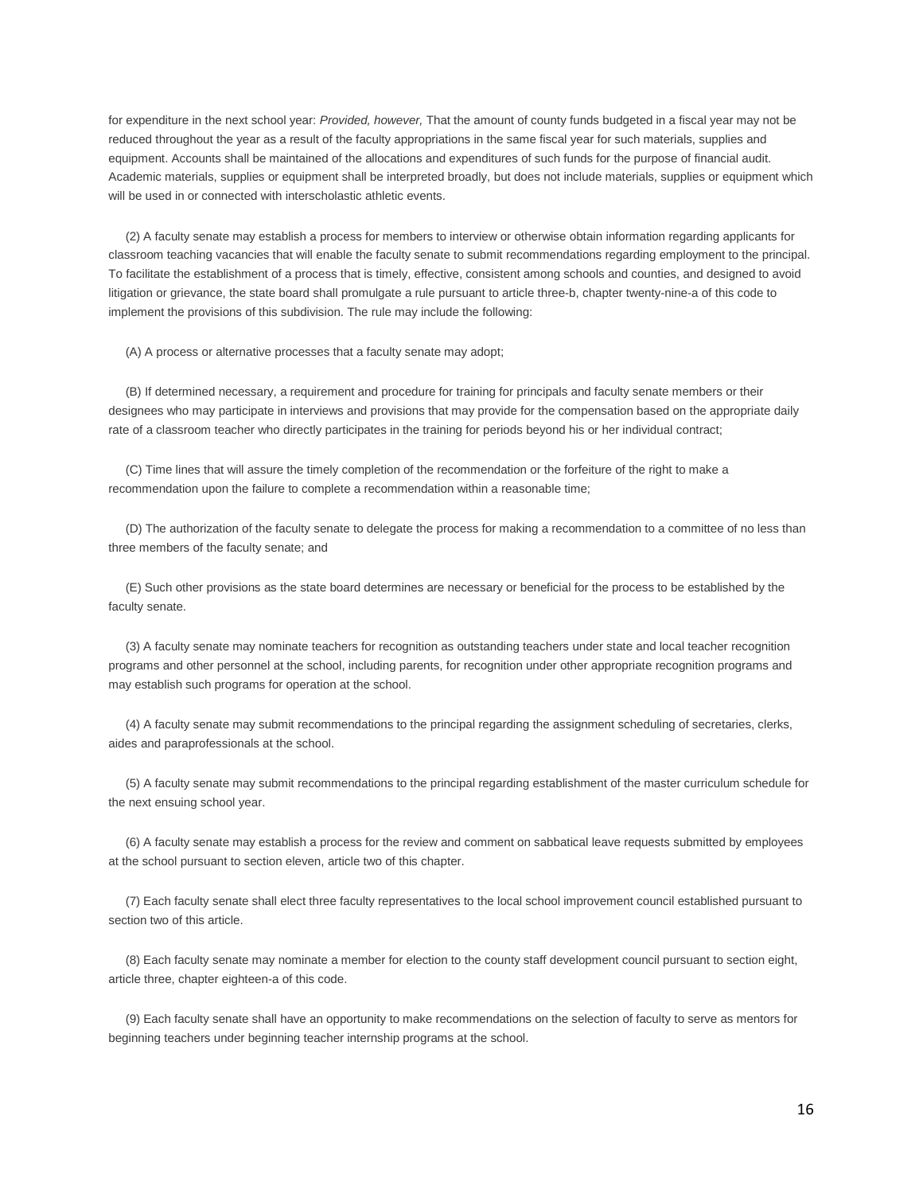for expenditure in the next school year: *Provided, however,* That the amount of county funds budgeted in a fiscal year may not be reduced throughout the year as a result of the faculty appropriations in the same fiscal year for such materials, supplies and equipment. Accounts shall be maintained of the allocations and expenditures of such funds for the purpose of financial audit. Academic materials, supplies or equipment shall be interpreted broadly, but does not include materials, supplies or equipment which will be used in or connected with interscholastic athletic events.

(2) A faculty senate may establish a process for members to interview or otherwise obtain information regarding applicants for classroom teaching vacancies that will enable the faculty senate to submit recommendations regarding employment to the principal. To facilitate the establishment of a process that is timely, effective, consistent among schools and counties, and designed to avoid litigation or grievance, the state board shall promulgate a rule pursuant to article three-b, chapter twenty-nine-a of this code to implement the provisions of this subdivision. The rule may include the following:

(A) A process or alternative processes that a faculty senate may adopt;

(B) If determined necessary, a requirement and procedure for training for principals and faculty senate members or their designees who may participate in interviews and provisions that may provide for the compensation based on the appropriate daily rate of a classroom teacher who directly participates in the training for periods beyond his or her individual contract;

(C) Time lines that will assure the timely completion of the recommendation or the forfeiture of the right to make a recommendation upon the failure to complete a recommendation within a reasonable time;

(D) The authorization of the faculty senate to delegate the process for making a recommendation to a committee of no less than three members of the faculty senate; and

(E) Such other provisions as the state board determines are necessary or beneficial for the process to be established by the faculty senate.

(3) A faculty senate may nominate teachers for recognition as outstanding teachers under state and local teacher recognition programs and other personnel at the school, including parents, for recognition under other appropriate recognition programs and may establish such programs for operation at the school.

(4) A faculty senate may submit recommendations to the principal regarding the assignment scheduling of secretaries, clerks, aides and paraprofessionals at the school.

(5) A faculty senate may submit recommendations to the principal regarding establishment of the master curriculum schedule for the next ensuing school year.

(6) A faculty senate may establish a process for the review and comment on sabbatical leave requests submitted by employees at the school pursuant to section eleven, article two of this chapter.

(7) Each faculty senate shall elect three faculty representatives to the local school improvement council established pursuant to section two of this article.

(8) Each faculty senate may nominate a member for election to the county staff development council pursuant to section eight, article three, chapter eighteen-a of this code.

(9) Each faculty senate shall have an opportunity to make recommendations on the selection of faculty to serve as mentors for beginning teachers under beginning teacher internship programs at the school.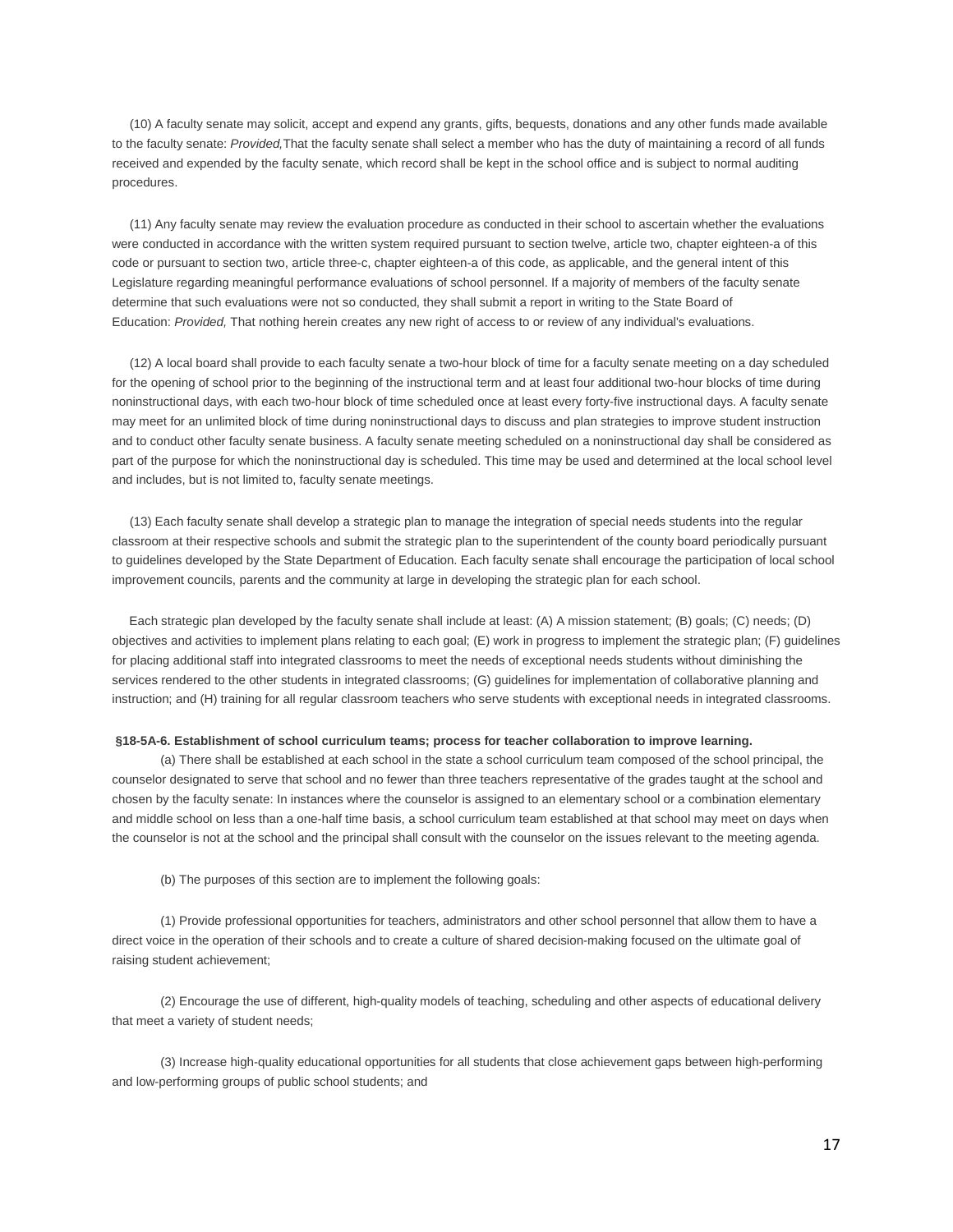(10) A faculty senate may solicit, accept and expend any grants, gifts, bequests, donations and any other funds made available to the faculty senate: *Provided,* That the faculty senate shall select a member who has the duty of maintaining a record of all funds received and expended by the faculty senate, which record shall be kept in the school office and is subject to normal auditing procedures.

(11) Any faculty senate may review the evaluation procedure as conducted in their school to ascertain whether the evaluations were conducted in accordance with the written system required pursuant to section twelve, article two, chapter eighteen-a of this code or pursuant to section two, article three-c, chapter eighteen-a of this code, as applicable, and the general intent of this Legislature regarding meaningful performance evaluations of school personnel. If a majority of members of the faculty senate determine that such evaluations were not so conducted, they shall submit a report in writing to the State Board of Education: *Provided,* That nothing herein creates any new right of access to or review of any individual's evaluations.

(12) A local board shall provide to each faculty senate a two-hour block of time for a faculty senate meeting on a day scheduled for the opening of school prior to the beginning of the instructional term and at least four additional two-hour blocks of time during noninstructional days, with each two-hour block of time scheduled once at least every forty-five instructional days. A faculty senate may meet for an unlimited block of time during noninstructional days to discuss and plan strategies to improve student instruction and to conduct other faculty senate business. A faculty senate meeting scheduled on a noninstructional day shall be considered as part of the purpose for which the noninstructional day is scheduled. This time may be used and determined at the local school level and includes, but is not limited to, faculty senate meetings.

(13) Each faculty senate shall develop a strategic plan to manage the integration of special needs students into the regular classroom at their respective schools and submit the strategic plan to the superintendent of the county board periodically pursuant to guidelines developed by the State Department of Education. Each faculty senate shall encourage the participation of local school improvement councils, parents and the community at large in developing the strategic plan for each school.

Each strategic plan developed by the faculty senate shall include at least: (A) A mission statement; (B) goals; (C) needs; (D) objectives and activities to implement plans relating to each goal; (E) work in progress to implement the strategic plan; (F) guidelines for placing additional staff into integrated classrooms to meet the needs of exceptional needs students without diminishing the services rendered to the other students in integrated classrooms; (G) guidelines for implementation of collaborative planning and instruction; and (H) training for all regular classroom teachers who serve students with exceptional needs in integrated classrooms.

**§18-5A-6. Establishment of school curriculum teams; process for teacher collaboration to improve learning.**

(a) There shall be established at each school in the state a school curriculum team composed of the school principal, the counselor designated to serve that school and no fewer than three teachers representative of the grades taught at the school and chosen by the faculty senate: In instances where the counselor is assigned to an elementary school or a combination elementary and middle school on less than a one-half time basis, a school curriculum team established at that school may meet on days when the counselor is not at the school and the principal shall consult with the counselor on the issues relevant to the meeting agenda.

(b) The purposes of this section are to implement the following goals:

(1) Provide professional opportunities for teachers, administrators and other school personnel that allow them to have a direct voice in the operation of their schools and to create a culture of shared decision-making focused on the ultimate goal of raising student achievement;

(2) Encourage the use of different, high-quality models of teaching, scheduling and other aspects of educational delivery that meet a variety of student needs;

(3) Increase high-quality educational opportunities for all students that close achievement gaps between high-performing and low-performing groups of public school students; and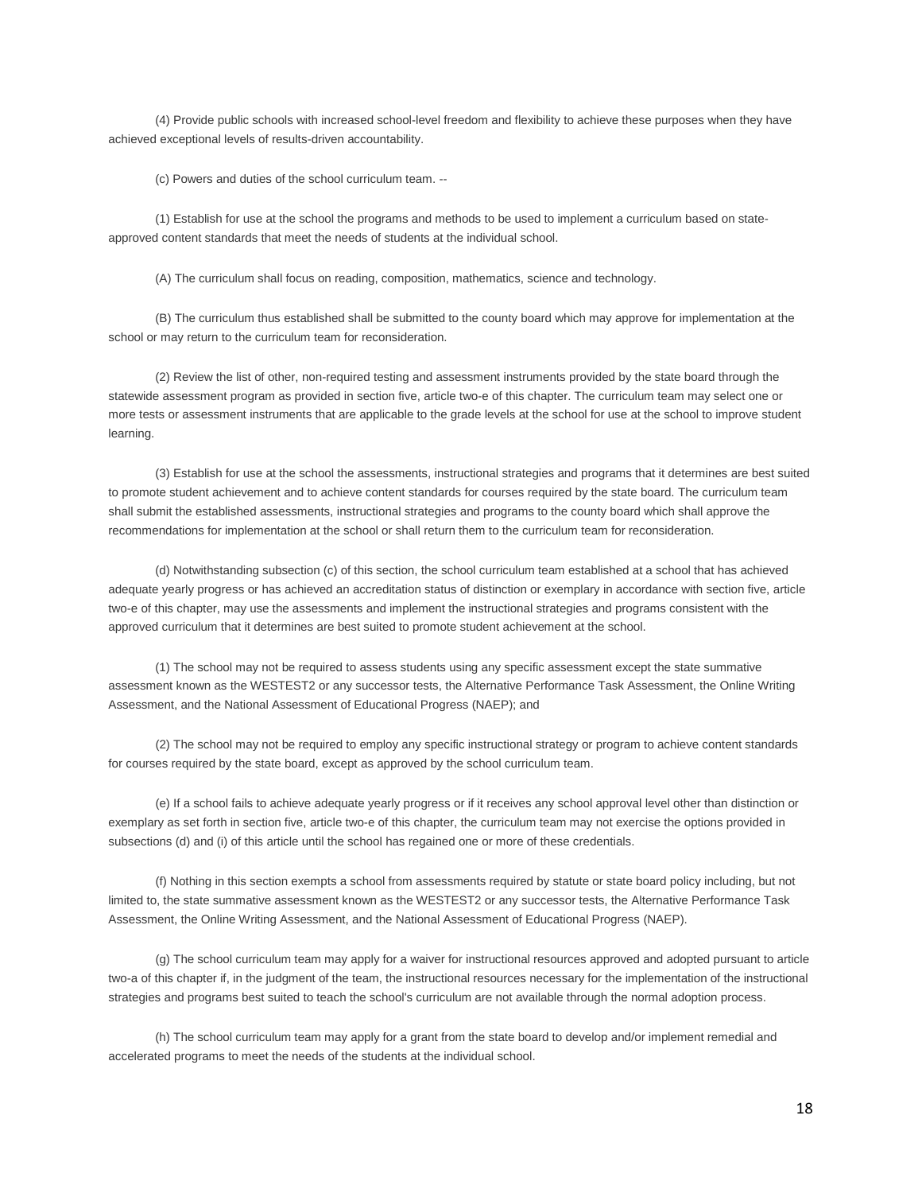(4) Provide public schools with increased school-level freedom and flexibility to achieve these purposes when they have achieved exceptional levels of results-driven accountability.

(c) Powers and duties of the school curriculum team. --

(1) Establish for use at the school the programs and methods to be used to implement a curriculum based on state-approved content standards that meet the needs of students at the individual school.

(A) The curriculum shall focus on reading, composition, mathematics, science and technology.

(B) The curriculum thus established shall be submitted to the county board which may approve for implementation at the school or may return to the curriculum team for reconsideration.

(2) Review the list of other, non-required testing and assessment instruments provided by the state board through the statewide assessment program as provided in section five, article two-e of this chapter. The curriculum team may select one or more tests or assessment instruments that are applicable to the grade levels at the school for use at the school to improve student learning.

(3) Establish for use at the school the assessments, instructional strategies and programs that it determines are best suited to promote student achievement and to achieve content standards for courses required by the state board. The curriculum team shall submit the established assessments, instructional strategies and programs to the county board which shall approve the recommendations for implementation at the school or shall return them to the curriculum team for reconsideration.

(d) Notwithstanding subsection (c) of this section, the school curriculum team established at a school that has achieved adequate yearly progress or has achieved an accreditation status of distinction or exemplary in accordance with section five, article two-e of this chapter, may use the assessments and implement the instructional strategies and programs consistent with the approved curriculum that it determines are best suited to promote student achievement at the school.

(1) The school may not be required to assess students using any specific assessment except the state summative assessment known as the WESTEST2 or any successor tests, the Alternative Performance Task Assessment, the Online Writing Assessment, and the National Assessment of Educational Progress (NAEP); and

(2) The school may not be required to employ any specific instructional strategy or program to achieve content standards for courses required by the state board, except as approved by the school curriculum team.

(e) If a school fails to achieve adequate yearly progress or if it receives any school approval level other than distinction or exemplary as set forth in section five, article two-e of this chapter, the curriculum team may not exercise the options provided in subsections (d) and (i) of this article until the school has regained one or more of these credentials.

(f) Nothing in this section exempts a school from assessments required by statute or state board policy including, but not limited to, the state summative assessment known as the WESTEST2 or any successor tests, the Alternative Performance Task Assessment, the Online Writing Assessment, and the National Assessment of Educational Progress (NAEP).

(g) The school curriculum team may apply for a waiver for instructional resources approved and adopted pursuant to article two-a of this chapter if, in the judgment of the team, the instructional resources necessary for the implementation of the instructional strategies and programs best suited to teach the school's curriculum are not available through the normal adoption process.

(h) The school curriculum team may apply for a grant from the state board to develop and/or implement remedial and accelerated programs to meet the needs of the students at the individual school.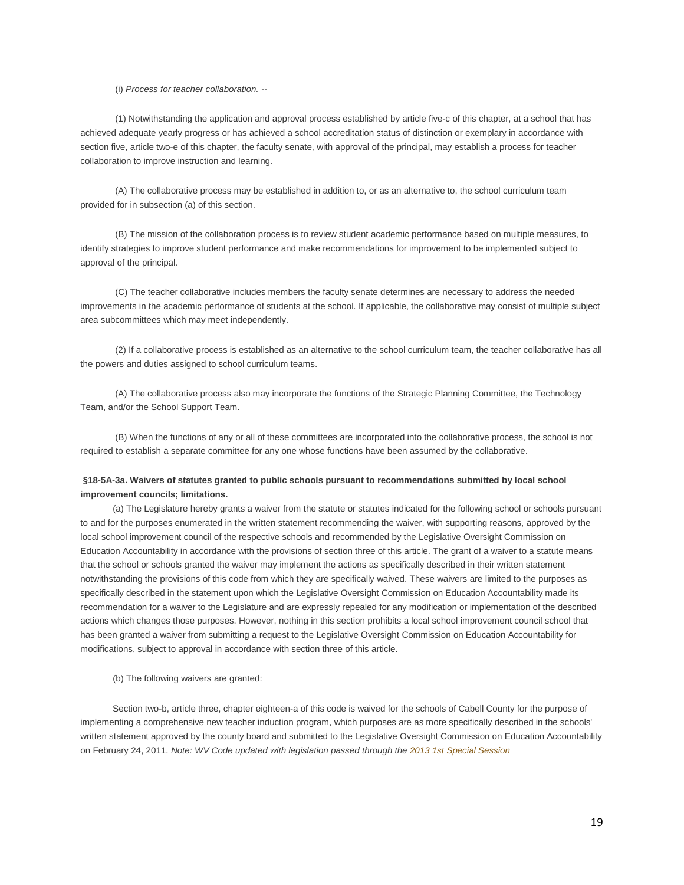(i) *Process for teacher collaboration.* --

(1) Notwithstanding the application and approval process established by article five-c of this chapter, at a school that has achieved adequate yearly progress or has achieved a school accreditation status of distinction or exemplary in accordance with section five, article two-e of this chapter, the faculty senate, with approval of the principal, may establish a process for teacher collaboration to improve instruction and learning.

(A) The collaborative process may be established in addition to, or as an alternative to, the school curriculum team provided for in subsection (a) of this section.

(B) The mission of the collaboration process is to review student academic performance based on multiple measures, to identify strategies to improve student performance and make recommendations for improvement to be implemented subject to approval of the principal.

(C) The teacher collaborative includes members the faculty senate determines are necessary to address the needed improvements in the academic performance of students at the school. If applicable, the collaborative may consist of multiple subject area subcommittees which may meet independently.

(2) If a collaborative process is established as an alternative to the school curriculum team, the teacher collaborative has all the powers and duties assigned to school curriculum teams.

(A) The collaborative process also may incorporate the functions of the Strategic Planning Committee, the Technology Team, and/or the School Support Team.

(B) When the functions of any or all of these committees are incorporated into the collaborative process, the school is not required to establish a separate committee for any one whose functions have been assumed by the collaborative.

**§18-5A-3a. Waivers of statutes granted to public schools pursuant to recommendations submitted by local school improvement councils; limitations.**

(a) The Legislature hereby grants a waiver from the statute or statutes indicated for the following school or schools pursuant to and for the purposes enumerated in the written statement recommending the waiver, with supporting reasons, approved by the local school improvement council of the respective schools and recommended by the Legislative Oversight Commission on Education Accountability in accordance with the provisions of section three of this article. The grant of a waiver to a statute means that the school or schools granted the waiver may implement the actions as specifically described in their written statement notwithstanding the provisions of this code from which they are specifically waived. These waivers are limited to the purposes as specifically described in the statement upon which the Legislative Oversight Commission on Education Accountability made its recommendation for a waiver to the Legislature and are expressly repealed for any modification or implementation of the described actions which changes those purposes. However, nothing in this section prohibits a local school improvement council school that has been granted a waiver from submitting a request to the Legislative Oversight Commission on Education Accountability for modifications, subject to approval in accordance with section three of this article.

(b) The following waivers are granted:

Section two-b, article three, chapter eighteen-a of this code is waived for the schools of Cabell County for the purpose of implementing a comprehensive new teacher induction program, which purposes are as more specifically described in the schools' written statement approved by the county board and submitted to the Legislative Oversight Commission on Education Accountability on February 24, 2011. *Note: WV Code updated with legislation passed through the 2013 1st Special Session*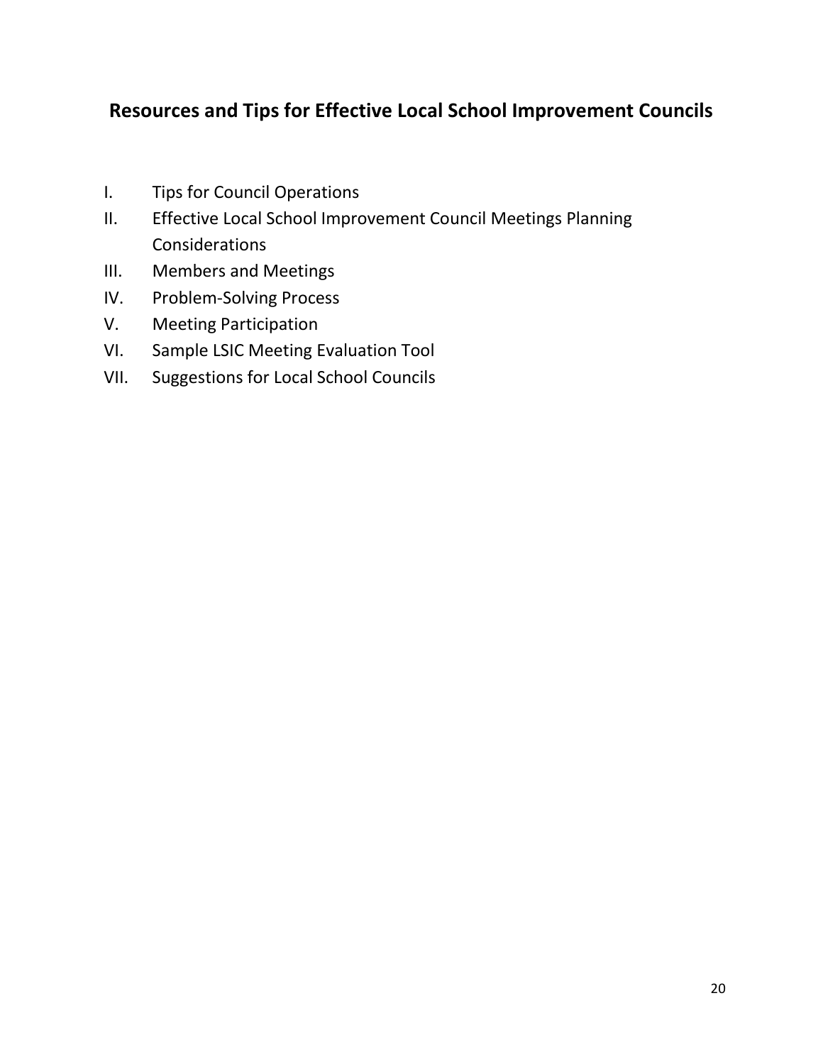## Resources and Tips for Effective Local School Improvement Councils

I. Tips for Council Operations
II. Effective Local School Improvement Council Meetings Planning Considerations
III. Members and Meetings
IV. Problem-Solving Process
V. Meeting Participation
VI. Sample LSIC Meeting Evaluation Tool
VII. Suggestions for Local School Councils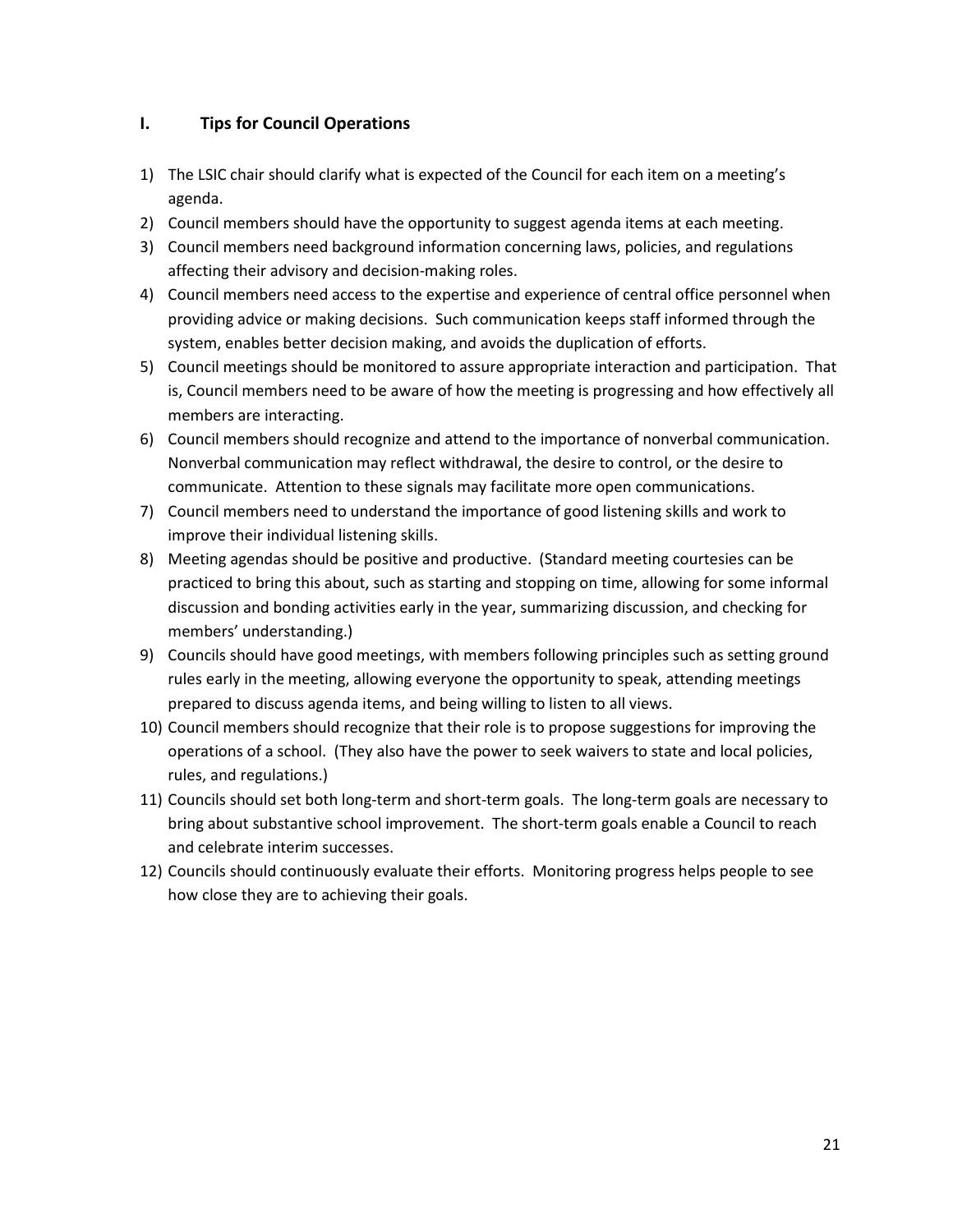## I. Tips for Council Operations

1) The LSIC chair should clarify what is expected of the Council for each item on a meeting's agenda.
2) Council members should have the opportunity to suggest agenda items at each meeting.
3) Council members need background information concerning laws, policies, and regulations affecting their advisory and decision-making roles.
4) Council members need access to the expertise and experience of central office personnel when providing advice or making decisions. Such communication keeps staff informed through the system, enables better decision making, and avoids the duplication of efforts.
5) Council meetings should be monitored to assure appropriate interaction and participation. That is, Council members need to be aware of how the meeting is progressing and how effectively all members are interacting.
6) Council members should recognize and attend to the importance of nonverbal communication. Nonverbal communication may reflect withdrawal, the desire to control, or the desire to communicate. Attention to these signals may facilitate more open communications.
7) Council members need to understand the importance of good listening skills and work to improve their individual listening skills.
8) Meeting agendas should be positive and productive. (Standard meeting courtesies can be practiced to bring this about, such as starting and stopping on time, allowing for some informal discussion and bonding activities early in the year, summarizing discussion, and checking for members' understanding.)
9) Councils should have good meetings, with members following principles such as setting ground rules early in the meeting, allowing everyone the opportunity to speak, attending meetings prepared to discuss agenda items, and being willing to listen to all views.
10) Council members should recognize that their role is to propose suggestions for improving the operations of a school. (They also have the power to seek waivers to state and local policies, rules, and regulations.)
11) Councils should set both long-term and short-term goals. The long-term goals are necessary to bring about substantive school improvement. The short-term goals enable a Council to reach and celebrate interim successes.
12) Councils should continuously evaluate their efforts. Monitoring progress helps people to see how close they are to achieving their goals.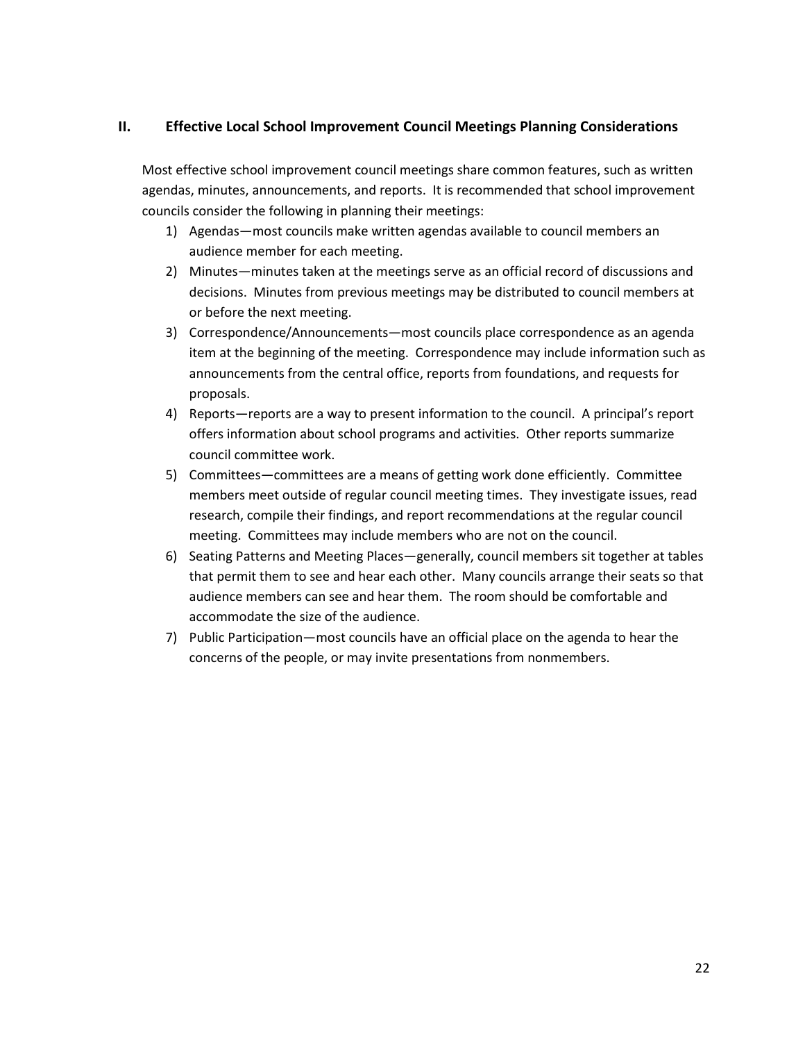## II. Effective Local School Improvement Council Meetings Planning Considerations

Most effective school improvement council meetings share common features, such as written agendas, minutes, announcements, and reports. It is recommended that school improvement councils consider the following in planning their meetings:

1) Agendas—most councils make written agendas available to council members an audience member for each meeting.
2) Minutes—minutes taken at the meetings serve as an official record of discussions and decisions. Minutes from previous meetings may be distributed to council members at or before the next meeting.
3) Correspondence/Announcements—most councils place correspondence as an agenda item at the beginning of the meeting. Correspondence may include information such as announcements from the central office, reports from foundations, and requests for proposals.
4) Reports—reports are a way to present information to the council. A principal's report offers information about school programs and activities. Other reports summarize council committee work.
5) Committees—committees are a means of getting work done efficiently. Committee members meet outside of regular council meeting times. They investigate issues, read research, compile their findings, and report recommendations at the regular council meeting. Committees may include members who are not on the council.
6) Seating Patterns and Meeting Places—generally, council members sit together at tables that permit them to see and hear each other. Many councils arrange their seats so that audience members can see and hear them. The room should be comfortable and accommodate the size of the audience.
7) Public Participation—most councils have an official place on the agenda to hear the concerns of the people, or may invite presentations from nonmembers.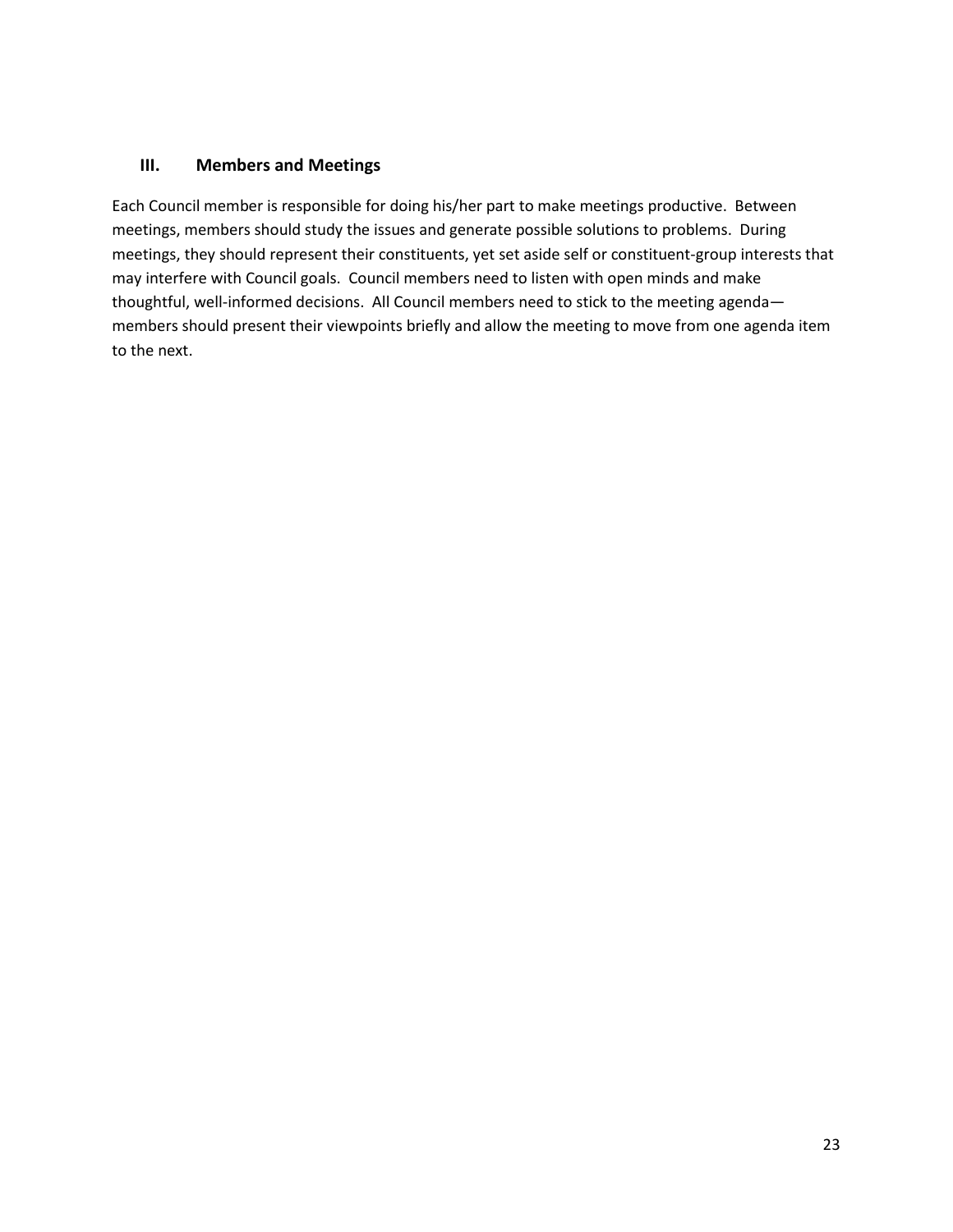## III. Members and Meetings

Each Council member is responsible for doing his/her part to make meetings productive. Between meetings, members should study the issues and generate possible solutions to problems. During meetings, they should represent their constituents, yet set aside self or constituent-group interests that may interfere with Council goals. Council members need to listen with open minds and make thoughtful, well-informed decisions. All Council members need to stick to the meeting agenda—members should present their viewpoints briefly and allow the meeting to move from one agenda item to the next.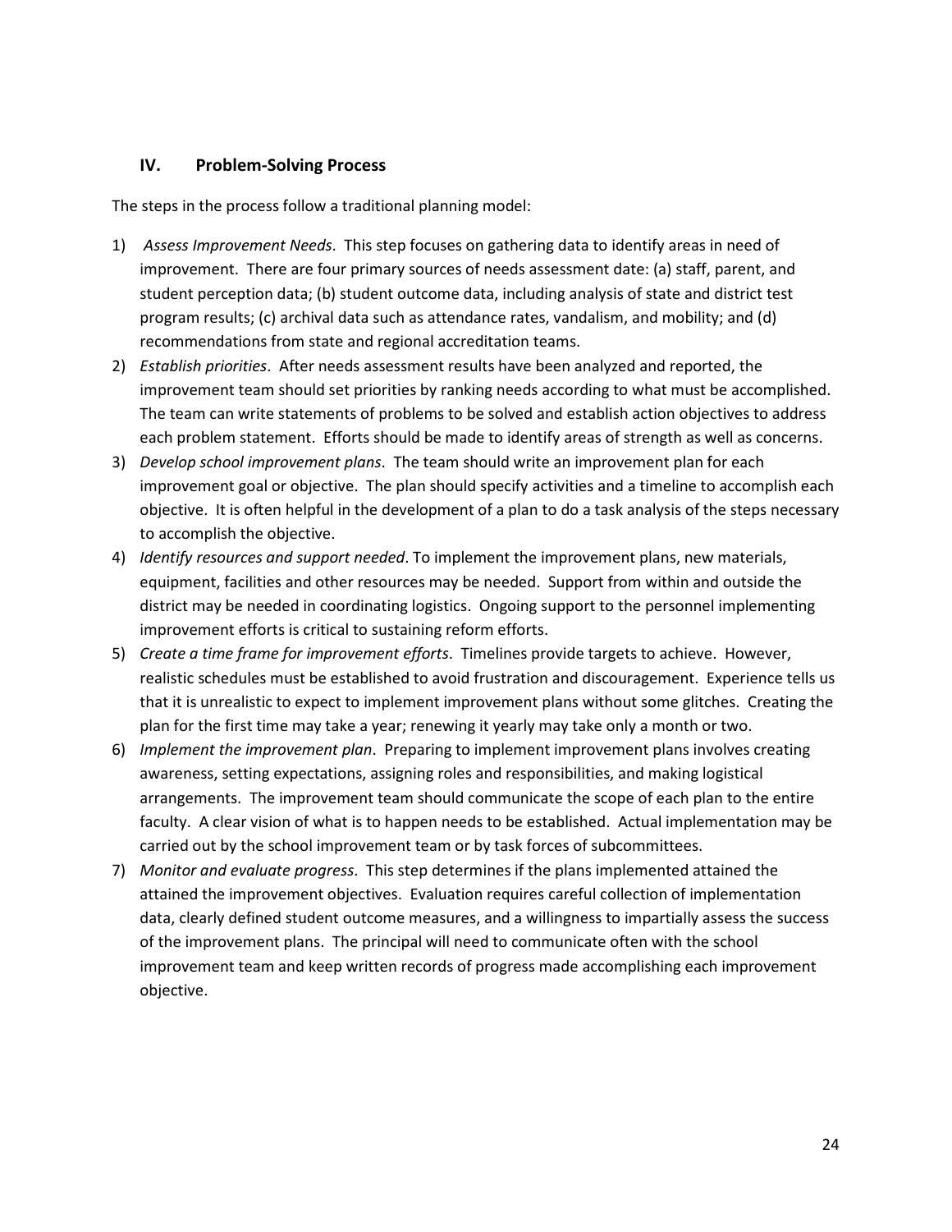## IV. Problem-Solving Process

The steps in the process follow a traditional planning model:

1) *Assess Improvement Needs*. This step focuses on gathering data to identify areas in need of improvement. There are four primary sources of needs assessment date: (a) staff, parent, and student perception data; (b) student outcome data, including analysis of state and district test program results; (c) archival data such as attendance rates, vandalism, and mobility; and (d) recommendations from state and regional accreditation teams.
2) *Establish priorities*. After needs assessment results have been analyzed and reported, the improvement team should set priorities by ranking needs according to what must be accomplished. The team can write statements of problems to be solved and establish action objectives to address each problem statement. Efforts should be made to identify areas of strength as well as concerns.
3) *Develop school improvement plans*. The team should write an improvement plan for each improvement goal or objective. The plan should specify activities and a timeline to accomplish each objective. It is often helpful in the development of a plan to do a task analysis of the steps necessary to accomplish the objective.
4) *Identify resources and support needed*. To implement the improvement plans, new materials, equipment, facilities and other resources may be needed. Support from within and outside the district may be needed in coordinating logistics. Ongoing support to the personnel implementing improvement efforts is critical to sustaining reform efforts.
5) *Create a time frame for improvement efforts*. Timelines provide targets to achieve. However, realistic schedules must be established to avoid frustration and discouragement. Experience tells us that it is unrealistic to expect to implement improvement plans without some glitches. Creating the plan for the first time may take a year; renewing it yearly may take only a month or two.
6) *Implement the improvement plan*. Preparing to implement improvement plans involves creating awareness, setting expectations, assigning roles and responsibilities, and making logistical arrangements. The improvement team should communicate the scope of each plan to the entire faculty. A clear vision of what is to happen needs to be established. Actual implementation may be carried out by the school improvement team or by task forces of subcommittees.
7) *Monitor and evaluate progress*. This step determines if the plans implemented attained the attained the improvement objectives. Evaluation requires careful collection of implementation data, clearly defined student outcome measures, and a willingness to impartially assess the success of the improvement plans. The principal will need to communicate often with the school improvement team and keep written records of progress made accomplishing each improvement objective.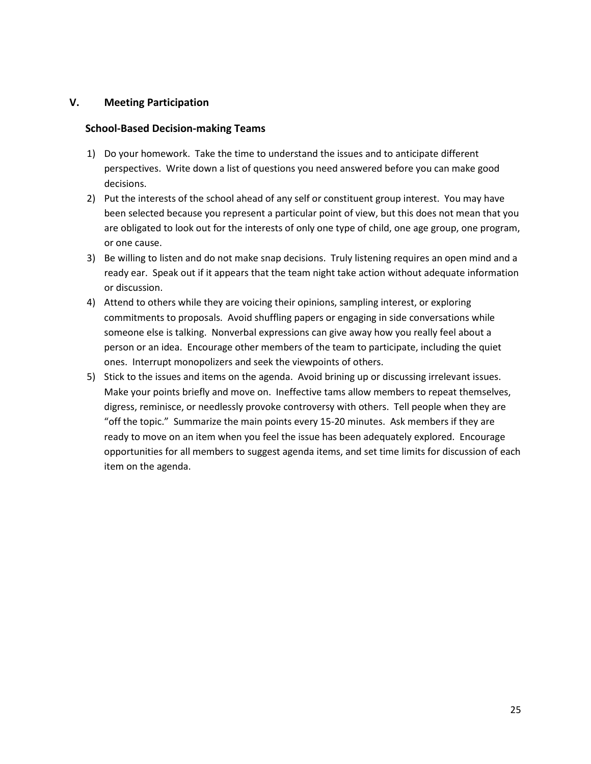## V. Meeting Participation

### School-Based Decision-making Teams

1) Do your homework. Take the time to understand the issues and to anticipate different perspectives. Write down a list of questions you need answered before you can make good decisions.
2) Put the interests of the school ahead of any self or constituent group interest. You may have been selected because you represent a particular point of view, but this does not mean that you are obligated to look out for the interests of only one type of child, one age group, one program, or one cause.
3) Be willing to listen and do not make snap decisions. Truly listening requires an open mind and a ready ear. Speak out if it appears that the team night take action without adequate information or discussion.
4) Attend to others while they are voicing their opinions, sampling interest, or exploring commitments to proposals. Avoid shuffling papers or engaging in side conversations while someone else is talking. Nonverbal expressions can give away how you really feel about a person or an idea. Encourage other members of the team to participate, including the quiet ones. Interrupt monopolizers and seek the viewpoints of others.
5) Stick to the issues and items on the agenda. Avoid brining up or discussing irrelevant issues. Make your points briefly and move on. Ineffective tams allow members to repeat themselves, digress, reminisce, or needlessly provoke controversy with others. Tell people when they are "off the topic." Summarize the main points every 15-20 minutes. Ask members if they are ready to move on an item when you feel the issue has been adequately explored. Encourage opportunities for all members to suggest agenda items, and set time limits for discussion of each item on the agenda.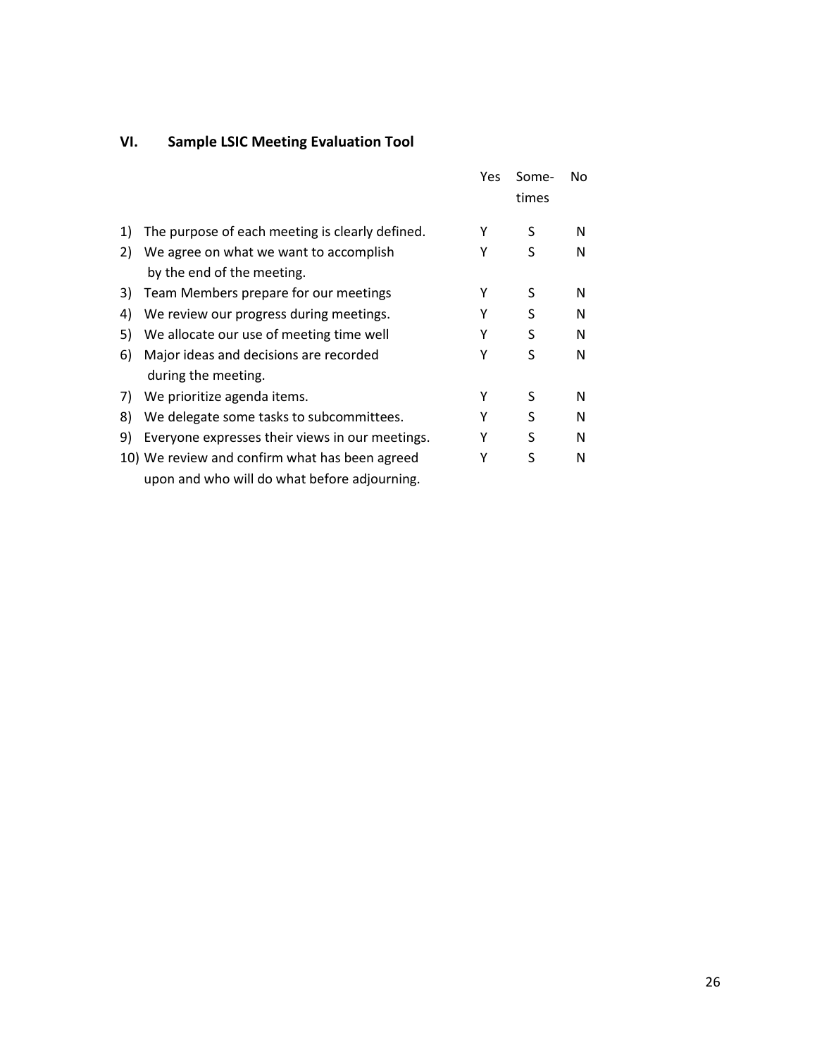## VI. Sample LSIC Meeting Evaluation Tool

| | | Yes | Some-times | No |
|---|---|---|---|---|
| 1) | The purpose of each meeting is clearly defined. | Y | S | N |
| 2) | We agree on what we want to accomplish by the end of the meeting. | Y | S | N |
| 3) | Team Members prepare for our meetings | Y | S | N |
| 4) | We review our progress during meetings. | Y | S | N |
| 5) | We allocate our use of meeting time well | Y | S | N |
| 6) | Major ideas and decisions are recorded during the meeting. | Y | S | N |
| 7) | We prioritize agenda items. | Y | S | N |
| 8) | We delegate some tasks to subcommittees. | Y | S | N |
| 9) | Everyone expresses their views in our meetings. | Y | S | N |
| 10) | We review and confirm what has been agreed upon and who will do what before adjourning. | Y | S | N |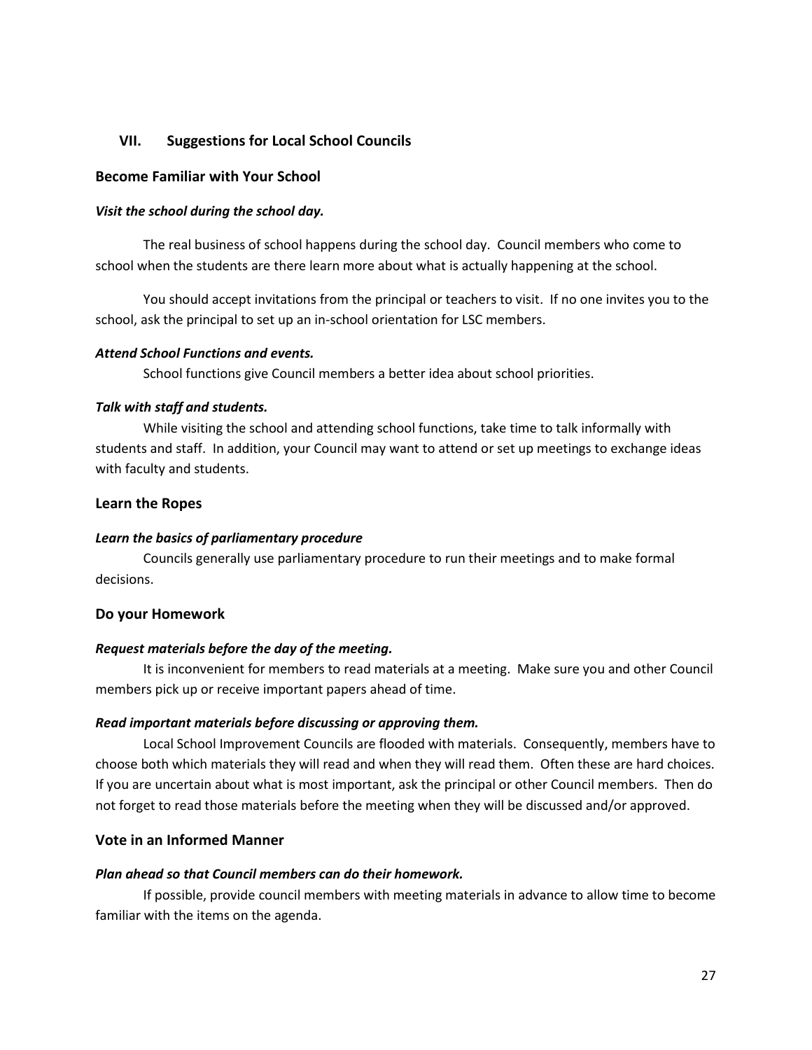## VII. Suggestions for Local School Councils

### Become Familiar with Your School

#### *Visit the school during the school day.*

The real business of school happens during the school day. Council members who come to school when the students are there learn more about what is actually happening at the school.

You should accept invitations from the principal or teachers to visit. If no one invites you to the school, ask the principal to set up an in-school orientation for LSC members.

#### *Attend School Functions and events.*

School functions give Council members a better idea about school priorities.

#### *Talk with staff and students.*

While visiting the school and attending school functions, take time to talk informally with students and staff. In addition, your Council may want to attend or set up meetings to exchange ideas with faculty and students.

### Learn the Ropes

#### *Learn the basics of parliamentary procedure*

Councils generally use parliamentary procedure to run their meetings and to make formal decisions.

### Do your Homework

#### *Request materials before the day of the meeting.*

It is inconvenient for members to read materials at a meeting. Make sure you and other Council members pick up or receive important papers ahead of time.

#### *Read important materials before discussing or approving them.*

Local School Improvement Councils are flooded with materials. Consequently, members have to choose both which materials they will read and when they will read them. Often these are hard choices. If you are uncertain about what is most important, ask the principal or other Council members. Then do not forget to read those materials before the meeting when they will be discussed and/or approved.

### Vote in an Informed Manner

#### *Plan ahead so that Council members can do their homework.*

If possible, provide council members with meeting materials in advance to allow time to become familiar with the items on the agenda.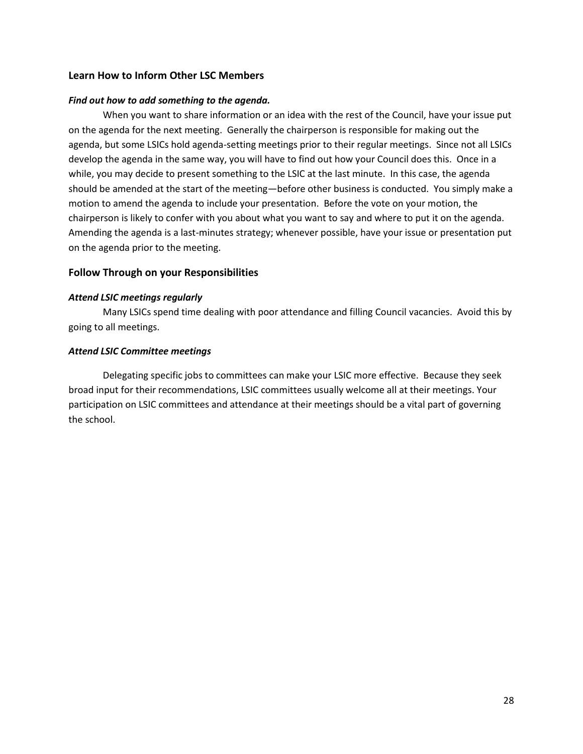## Learn How to Inform Other LSC Members

***Find out how to add something to the agenda.***

When you want to share information or an idea with the rest of the Council, have your issue put on the agenda for the next meeting. Generally the chairperson is responsible for making out the agenda, but some LSICs hold agenda-setting meetings prior to their regular meetings. Since not all LSICs develop the agenda in the same way, you will have to find out how your Council does this. Once in a while, you may decide to present something to the LSIC at the last minute. In this case, the agenda should be amended at the start of the meeting—before other business is conducted. You simply make a motion to amend the agenda to include your presentation. Before the vote on your motion, the chairperson is likely to confer with you about what you want to say and where to put it on the agenda. Amending the agenda is a last-minutes strategy; whenever possible, have your issue or presentation put on the agenda prior to the meeting.

## Follow Through on your Responsibilities

***Attend LSIC meetings regularly***

Many LSICs spend time dealing with poor attendance and filling Council vacancies. Avoid this by going to all meetings.

***Attend LSIC Committee meetings***

Delegating specific jobs to committees can make your LSIC more effective. Because they seek broad input for their recommendations, LSIC committees usually welcome all at their meetings. Your participation on LSIC committees and attendance at their meetings should be a vital part of governing the school.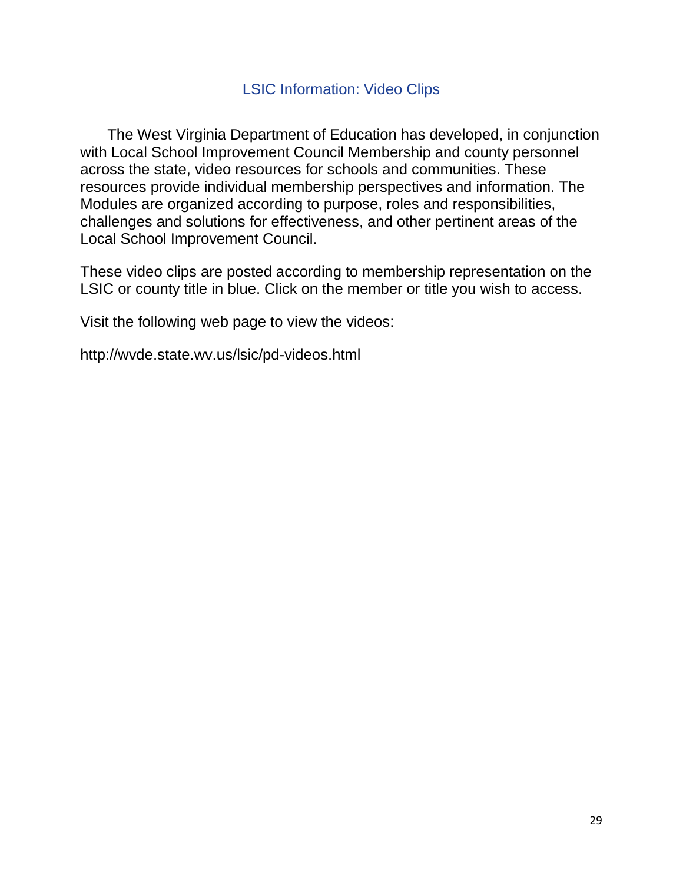## LSIC Information: Video Clips

The West Virginia Department of Education has developed, in conjunction with Local School Improvement Council Membership and county personnel across the state, video resources for schools and communities. These resources provide individual membership perspectives and information. The Modules are organized according to purpose, roles and responsibilities, challenges and solutions for effectiveness, and other pertinent areas of the Local School Improvement Council.

These video clips are posted according to membership representation on the LSIC or county title in blue. Click on the member or title you wish to access.

Visit the following web page to view the videos:

http://wvde.state.wv.us/lsic/pd-videos.html